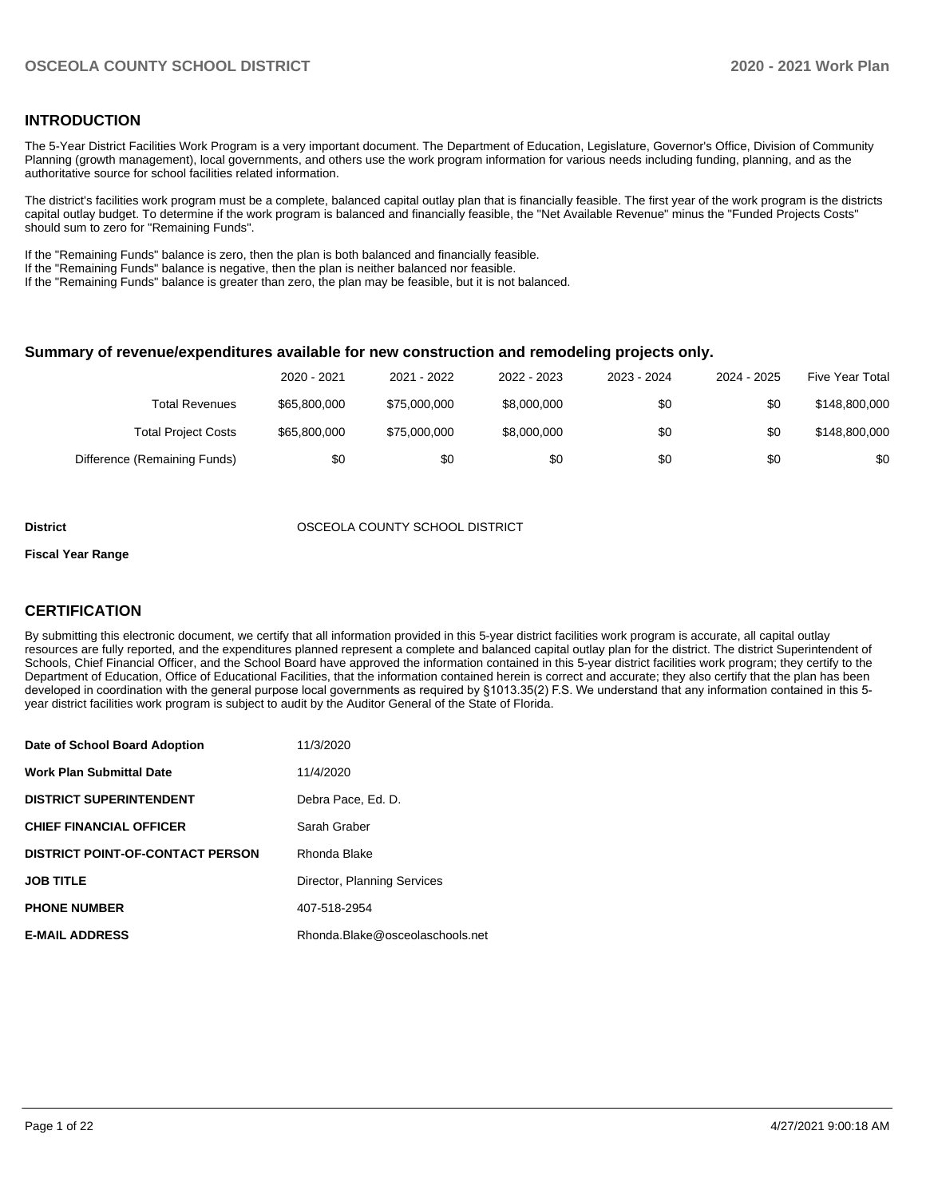## INTRODUCTION

The 5-Year District Facilities Work Program is a very important document. The Department of Education, Legislature, Governor's Office, Division of Community Planning (growth management), local governments, and others use the work program information for various needs including funding, planning, and as the authoritative source for school facilities related information.

The district's facilities work program must be a complete, balanced capital outlay plan that is financially feasible. The first year of the work program is the districts capital outlay budget. To determine if the work program is balanced and financially feasible, the "Net Available Revenue" minus the "Funded Projects Costs" should sum to zero for "Remaining Funds".

If the "Remaining Funds" balance is zero, then the plan is both balanced and financially feasible.
If the "Remaining Funds" balance is negative, then the plan is neither balanced nor feasible.
If the "Remaining Funds" balance is greater than zero, the plan may be feasible, but it is not balanced.

### Summary of revenue/expenditures available for new construction and remodeling projects only.

| | 2020 - 2021 | 2021 - 2022 | 2022 - 2023 | 2023 - 2024 | 2024 - 2025 | Five Year Total |
|---|---|---|---|---|---|---|
| Total Revenues | $65,800,000 | $75,000,000 | $8,000,000 | $0 | $0 | $148,800,000 |
| Total Project Costs | $65,800,000 | $75,000,000 | $8,000,000 | $0 | $0 | $148,800,000 |
| Difference (Remaining Funds) | $0 | $0 | $0 | $0 | $0 | $0 |

**District** OSCEOLA COUNTY SCHOOL DISTRICT

**Fiscal Year Range**

## CERTIFICATION

By submitting this electronic document, we certify that all information provided in this 5-year district facilities work program is accurate, all capital outlay resources are fully reported, and the expenditures planned represent a complete and balanced capital outlay plan for the district. The district Superintendent of Schools, Chief Financial Officer, and the School Board have approved the information contained in this 5-year district facilities work program; they certify to the Department of Education, Office of Educational Facilities, that the information contained herein is correct and accurate; they also certify that the plan has been developed in coordination with the general purpose local governments as required by §1013.35(2) F.S. We understand that any information contained in this 5-year district facilities work program is subject to audit by the Auditor General of the State of Florida.

| | |
|---|---|
| **Date of School Board Adoption** | 11/3/2020 |
| **Work Plan Submittal Date** | 11/4/2020 |
| **DISTRICT SUPERINTENDENT** | Debra Pace, Ed. D. |
| **CHIEF FINANCIAL OFFICER** | Sarah Graber |
| **DISTRICT POINT-OF-CONTACT PERSON** | Rhonda Blake |
| **JOB TITLE** | Director, Planning Services |
| **PHONE NUMBER** | 407-518-2954 |
| **E-MAIL ADDRESS** | Rhonda.Blake@osceolaschools.net |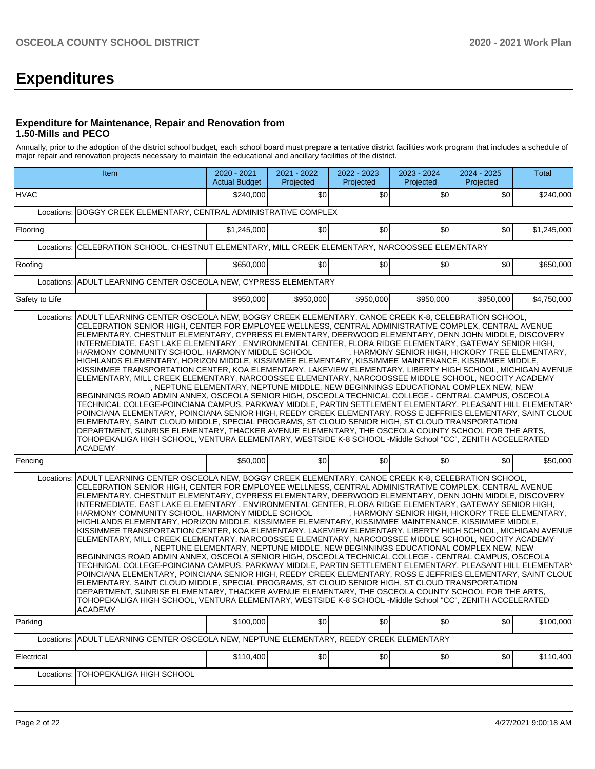# Expenditures

### Expenditure for Maintenance, Repair and Renovation from 1.50-Mills and PECO

Annually, prior to the adoption of the district school budget, each school board must prepare a tentative district facilities work program that includes a schedule of major repair and renovation projects necessary to maintain the educational and ancillary facilities of the district.

| Item | | 2020 - 2021 Actual Budget | 2021 - 2022 Projected | 2022 - 2023 Projected | 2023 - 2024 Projected | 2024 - 2025 Projected | Total |
|---|---|---|---|---|---|---|---|
| HVAC | | $240,000 | $0 | $0 | $0 | $0 | $240,000 |
| Locations: | BOGGY CREEK ELEMENTARY, CENTRAL ADMINISTRATIVE COMPLEX | | | | | | |
| Flooring | | $1,245,000 | $0 | $0 | $0 | $0 | $1,245,000 |
| Locations: | CELEBRATION SCHOOL, CHESTNUT ELEMENTARY, MILL CREEK ELEMENTARY, NARCOOSSEE ELEMENTARY | | | | | | |
| Roofing | | $650,000 | $0 | $0 | $0 | $0 | $650,000 |
| Locations: | ADULT LEARNING CENTER OSCEOLA NEW, CYPRESS ELEMENTARY | | | | | | |
| Safety to Life | | $950,000 | $950,000 | $950,000 | $950,000 | $950,000 | $4,750,000 |
| Locations: | ADULT LEARNING CENTER OSCEOLA NEW, BOGGY CREEK ELEMENTARY, CANOE CREEK K-8, CELEBRATION SCHOOL, CELEBRATION SENIOR HIGH, CENTER FOR EMPLOYEE WELLNESS, CENTRAL ADMINISTRATIVE COMPLEX, CENTRAL AVENUE ELEMENTARY, CHESTNUT ELEMENTARY, CYPRESS ELEMENTARY, DEERWOOD ELEMENTARY, DENN JOHN MIDDLE, DISCOVERY INTERMEDIATE, EAST LAKE ELEMENTARY , ENVIRONMENTAL CENTER, FLORA RIDGE ELEMENTARY, GATEWAY SENIOR HIGH, HARMONY COMMUNITY SCHOOL, HARMONY MIDDLE SCHOOL , HARMONY SENIOR HIGH, HICKORY TREE ELEMENTARY, HIGHLANDS ELEMENTARY, HORIZON MIDDLE, KISSIMMEE ELEMENTARY, KISSIMMEE MAINTENANCE, KISSIMMEE MIDDLE, KISSIMMEE TRANSPORTATION CENTER, KOA ELEMENTARY, LAKEVIEW ELEMENTARY, LIBERTY HIGH SCHOOL, MICHIGAN AVENUE ELEMENTARY, MILL CREEK ELEMENTARY, NARCOOSSEE ELEMENTARY, NARCOOSSEE MIDDLE SCHOOL, NEOCITY ACADEMY , NEPTUNE ELEMENTARY, NEPTUNE MIDDLE, NEW BEGINNINGS EDUCATIONAL COMPLEX NEW, NEW BEGINNINGS ROAD ADMIN ANNEX, OSCEOLA SENIOR HIGH, OSCEOLA TECHNICAL COLLEGE - CENTRAL CAMPUS, OSCEOLA TECHNICAL COLLEGE-POINCIANA CAMPUS, PARKWAY MIDDLE, PARTIN SETTLEMENT ELEMENTARY, PLEASANT HILL ELEMENTARY, POINCIANA ELEMENTARY, POINCIANA SENIOR HIGH, REEDY CREEK ELEMENTARY, ROSS E JEFFRIES ELEMENTARY, SAINT CLOUD ELEMENTARY, SAINT CLOUD MIDDLE, SPECIAL PROGRAMS, ST CLOUD SENIOR HIGH, ST CLOUD TRANSPORTATION DEPARTMENT, SUNRISE ELEMENTARY, THACKER AVENUE ELEMENTARY, THE OSCEOLA COUNTY SCHOOL FOR THE ARTS, TOHOPEKALIGA HIGH SCHOOL, VENTURA ELEMENTARY, WESTSIDE K-8 SCHOOL -Middle School "CC", ZENITH ACCELERATED ACADEMY | | | | | | |
| Fencing | | $50,000 | $0 | $0 | $0 | $0 | $50,000 |
| Locations: | ADULT LEARNING CENTER OSCEOLA NEW, BOGGY CREEK ELEMENTARY, CANOE CREEK K-8, CELEBRATION SCHOOL, CELEBRATION SENIOR HIGH, CENTER FOR EMPLOYEE WELLNESS, CENTRAL ADMINISTRATIVE COMPLEX, CENTRAL AVENUE ELEMENTARY, CHESTNUT ELEMENTARY, CYPRESS ELEMENTARY, DEERWOOD ELEMENTARY, DENN JOHN MIDDLE, DISCOVERY INTERMEDIATE, EAST LAKE ELEMENTARY , ENVIRONMENTAL CENTER, FLORA RIDGE ELEMENTARY, GATEWAY SENIOR HIGH, HARMONY COMMUNITY SCHOOL, HARMONY MIDDLE SCHOOL , HARMONY SENIOR HIGH, HICKORY TREE ELEMENTARY, HIGHLANDS ELEMENTARY, HORIZON MIDDLE, KISSIMMEE ELEMENTARY, KISSIMMEE MAINTENANCE, KISSIMMEE MIDDLE, KISSIMMEE TRANSPORTATION CENTER, KOA ELEMENTARY, LAKEVIEW ELEMENTARY, LIBERTY HIGH SCHOOL, MICHIGAN AVENUE ELEMENTARY, MILL CREEK ELEMENTARY, NARCOOSSEE ELEMENTARY, NARCOOSSEE MIDDLE SCHOOL, NEOCITY ACADEMY , NEPTUNE ELEMENTARY, NEPTUNE MIDDLE, NEW BEGINNINGS EDUCATIONAL COMPLEX NEW, NEW BEGINNINGS ROAD ADMIN ANNEX, OSCEOLA SENIOR HIGH, OSCEOLA TECHNICAL COLLEGE - CENTRAL CAMPUS, OSCEOLA TECHNICAL COLLEGE-POINCIANA CAMPUS, PARKWAY MIDDLE, PARTIN SETTLEMENT ELEMENTARY, PLEASANT HILL ELEMENTARY, POINCIANA ELEMENTARY, POINCIANA SENIOR HIGH, REEDY CREEK ELEMENTARY, ROSS E JEFFRIES ELEMENTARY, SAINT CLOUD ELEMENTARY, SAINT CLOUD MIDDLE, SPECIAL PROGRAMS, ST CLOUD SENIOR HIGH, ST CLOUD TRANSPORTATION DEPARTMENT, SUNRISE ELEMENTARY, THACKER AVENUE ELEMENTARY, THE OSCEOLA COUNTY SCHOOL FOR THE ARTS, TOHOPEKALIGA HIGH SCHOOL, VENTURA ELEMENTARY, WESTSIDE K-8 SCHOOL -Middle School "CC", ZENITH ACCELERATED ACADEMY | | | | | | |
| Parking | | $100,000 | $0 | $0 | $0 | $0 | $100,000 |
| Locations: | ADULT LEARNING CENTER OSCEOLA NEW, NEPTUNE ELEMENTARY, REEDY CREEK ELEMENTARY | | | | | | |
| Electrical | | $110,400 | $0 | $0 | $0 | $0 | $110,400 |
| Locations: | TOHOPEKALIGA HIGH SCHOOL | | | | | | |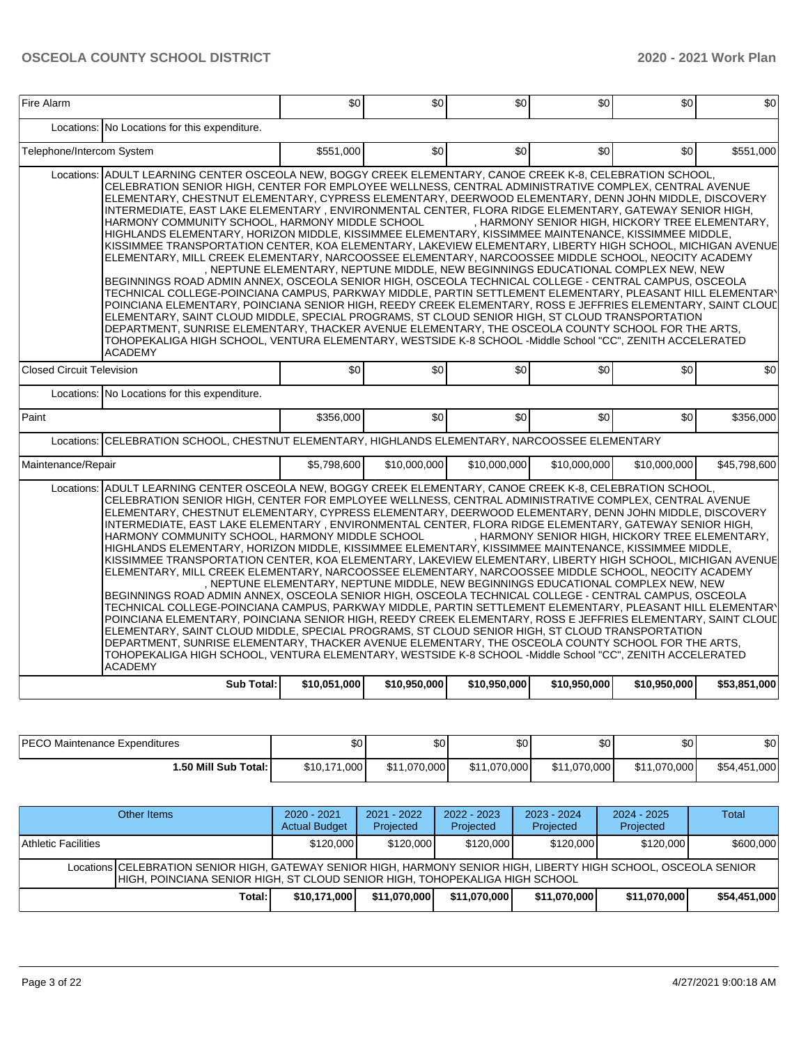| Item | | 2020 - 2021 | 2021 - 2022 | 2022 - 2023 | 2023 - 2024 | 2024 - 2025 | Total |
|---|---|---|---|---|---|---|---|
| Fire Alarm | | $0 | $0 | $0 | $0 | $0 | $0 |
| | Locations: No Locations for this expenditure. | | | | | | |
| Telephone/Intercom System | | $551,000 | $0 | $0 | $0 | $0 | $551,000 |
| | Locations: ADULT LEARNING CENTER OSCEOLA NEW, BOGGY CREEK ELEMENTARY, CANOE CREEK K-8, CELEBRATION SCHOOL, CELEBRATION SENIOR HIGH, CENTER FOR EMPLOYEE WELLNESS, CENTRAL ADMINISTRATIVE COMPLEX, CENTRAL AVENUE ELEMENTARY, CHESTNUT ELEMENTARY, CYPRESS ELEMENTARY, DEERWOOD ELEMENTARY, DENN JOHN MIDDLE, DISCOVERY INTERMEDIATE, EAST LAKE ELEMENTARY , ENVIRONMENTAL CENTER, FLORA RIDGE ELEMENTARY, GATEWAY SENIOR HIGH, HARMONY COMMUNITY SCHOOL, HARMONY MIDDLE SCHOOL , HARMONY SENIOR HIGH, HICKORY TREE ELEMENTARY, HIGHLANDS ELEMENTARY, HORIZON MIDDLE, KISSIMMEE ELEMENTARY, KISSIMMEE MAINTENANCE, KISSIMMEE MIDDLE, KISSIMMEE TRANSPORTATION CENTER, KOA ELEMENTARY, LAKEVIEW ELEMENTARY, LIBERTY HIGH SCHOOL, MICHIGAN AVENUE ELEMENTARY, MILL CREEK ELEMENTARY, NARCOOSSEE ELEMENTARY, NARCOOSSEE MIDDLE SCHOOL, NEOCITY ACADEMY , NEPTUNE ELEMENTARY, NEPTUNE MIDDLE, NEW BEGINNINGS EDUCATIONAL COMPLEX NEW, NEW BEGINNINGS ROAD ADMIN ANNEX, OSCEOLA SENIOR HIGH, OSCEOLA TECHNICAL COLLEGE - CENTRAL CAMPUS, OSCEOLA TECHNICAL COLLEGE-POINCIANA CAMPUS, PARKWAY MIDDLE, PARTIN SETTLEMENT ELEMENTARY, PLEASANT HILL ELEMENTARY POINCIANA ELEMENTARY, POINCIANA SENIOR HIGH, REEDY CREEK ELEMENTARY, ROSS E JEFFRIES ELEMENTARY, SAINT CLOUD ELEMENTARY, SAINT CLOUD MIDDLE, SPECIAL PROGRAMS, ST CLOUD SENIOR HIGH, ST CLOUD TRANSPORTATION DEPARTMENT, SUNRISE ELEMENTARY, THACKER AVENUE ELEMENTARY, THE OSCEOLA COUNTY SCHOOL FOR THE ARTS, TOHOPEKALIGA HIGH SCHOOL, VENTURA ELEMENTARY, WESTSIDE K-8 SCHOOL -Middle School "CC", ZENITH ACCELERATED ACADEMY | | | | | | |
| Closed Circuit Television | | $0 | $0 | $0 | $0 | $0 | $0 |
| | Locations: No Locations for this expenditure. | | | | | | |
| Paint | | $356,000 | $0 | $0 | $0 | $0 | $356,000 |
| | Locations: CELEBRATION SCHOOL, CHESTNUT ELEMENTARY, HIGHLANDS ELEMENTARY, NARCOOSSEE ELEMENTARY | | | | | | |
| Maintenance/Repair | | $5,798,600 | $10,000,000 | $10,000,000 | $10,000,000 | $10,000,000 | $45,798,600 |
| | Locations: ADULT LEARNING CENTER OSCEOLA NEW, BOGGY CREEK ELEMENTARY, CANOE CREEK K-8, CELEBRATION SCHOOL, CELEBRATION SENIOR HIGH, CENTER FOR EMPLOYEE WELLNESS, CENTRAL ADMINISTRATIVE COMPLEX, CENTRAL AVENUE ELEMENTARY, CHESTNUT ELEMENTARY, CYPRESS ELEMENTARY, DEERWOOD ELEMENTARY, DENN JOHN MIDDLE, DISCOVERY INTERMEDIATE, EAST LAKE ELEMENTARY , ENVIRONMENTAL CENTER, FLORA RIDGE ELEMENTARY, GATEWAY SENIOR HIGH, HARMONY COMMUNITY SCHOOL, HARMONY MIDDLE SCHOOL , HARMONY SENIOR HIGH, HICKORY TREE ELEMENTARY, HIGHLANDS ELEMENTARY, HORIZON MIDDLE, KISSIMMEE ELEMENTARY, KISSIMMEE MAINTENANCE, KISSIMMEE MIDDLE, KISSIMMEE TRANSPORTATION CENTER, KOA ELEMENTARY, LAKEVIEW ELEMENTARY, LIBERTY HIGH SCHOOL, MICHIGAN AVENUE ELEMENTARY, MILL CREEK ELEMENTARY, NARCOOSSEE ELEMENTARY, NARCOOSSEE MIDDLE SCHOOL, NEOCITY ACADEMY , NEPTUNE ELEMENTARY, NEPTUNE MIDDLE, NEW BEGINNINGS EDUCATIONAL COMPLEX NEW, NEW BEGINNINGS ROAD ADMIN ANNEX, OSCEOLA SENIOR HIGH, OSCEOLA TECHNICAL COLLEGE - CENTRAL CAMPUS, OSCEOLA TECHNICAL COLLEGE-POINCIANA CAMPUS, PARKWAY MIDDLE, PARTIN SETTLEMENT ELEMENTARY, PLEASANT HILL ELEMENTARY POINCIANA ELEMENTARY, POINCIANA SENIOR HIGH, REEDY CREEK ELEMENTARY, ROSS E JEFFRIES ELEMENTARY, SAINT CLOUD ELEMENTARY, SAINT CLOUD MIDDLE, SPECIAL PROGRAMS, ST CLOUD SENIOR HIGH, ST CLOUD TRANSPORTATION DEPARTMENT, SUNRISE ELEMENTARY, THACKER AVENUE ELEMENTARY, THE OSCEOLA COUNTY SCHOOL FOR THE ARTS, TOHOPEKALIGA HIGH SCHOOL, VENTURA ELEMENTARY, WESTSIDE K-8 SCHOOL -Middle School "CC", ZENITH ACCELERATED ACADEMY | | | | | | |
| | **Sub Total:** | **$10,051,000** | **$10,950,000** | **$10,950,000** | **$10,950,000** | **$10,950,000** | **$53,851,000** |

| Item | 2020 - 2021 | 2021 - 2022 | 2022 - 2023 | 2023 - 2024 | 2024 - 2025 | Total |
|---|---|---|---|---|---|---|
| PECO Maintenance Expenditures | $0 | $0 | $0 | $0 | $0 | $0 |
| **1.50 Mill Sub Total:** | $10,171,000 | $11,070,000 | $11,070,000 | $11,070,000 | $11,070,000 | $54,451,000 |

| Other Items | | 2020 - 2021 Actual Budget | 2021 - 2022 Projected | 2022 - 2023 Projected | 2023 - 2024 Projected | 2024 - 2025 Projected | Total |
|---|---|---|---|---|---|---|---|
| Athletic Facilities | | $120,000 | $120,000 | $120,000 | $120,000 | $120,000 | $600,000 |
| | Locations CELEBRATION SENIOR HIGH, GATEWAY SENIOR HIGH, HARMONY SENIOR HIGH, LIBERTY HIGH SCHOOL, OSCEOLA SENIOR HIGH, POINCIANA SENIOR HIGH, ST CLOUD SENIOR HIGH, TOHOPEKALIGA HIGH SCHOOL | | | | | | |
| | **Total:** | **$10,171,000** | **$11,070,000** | **$11,070,000** | **$11,070,000** | **$11,070,000** | **$54,451,000** |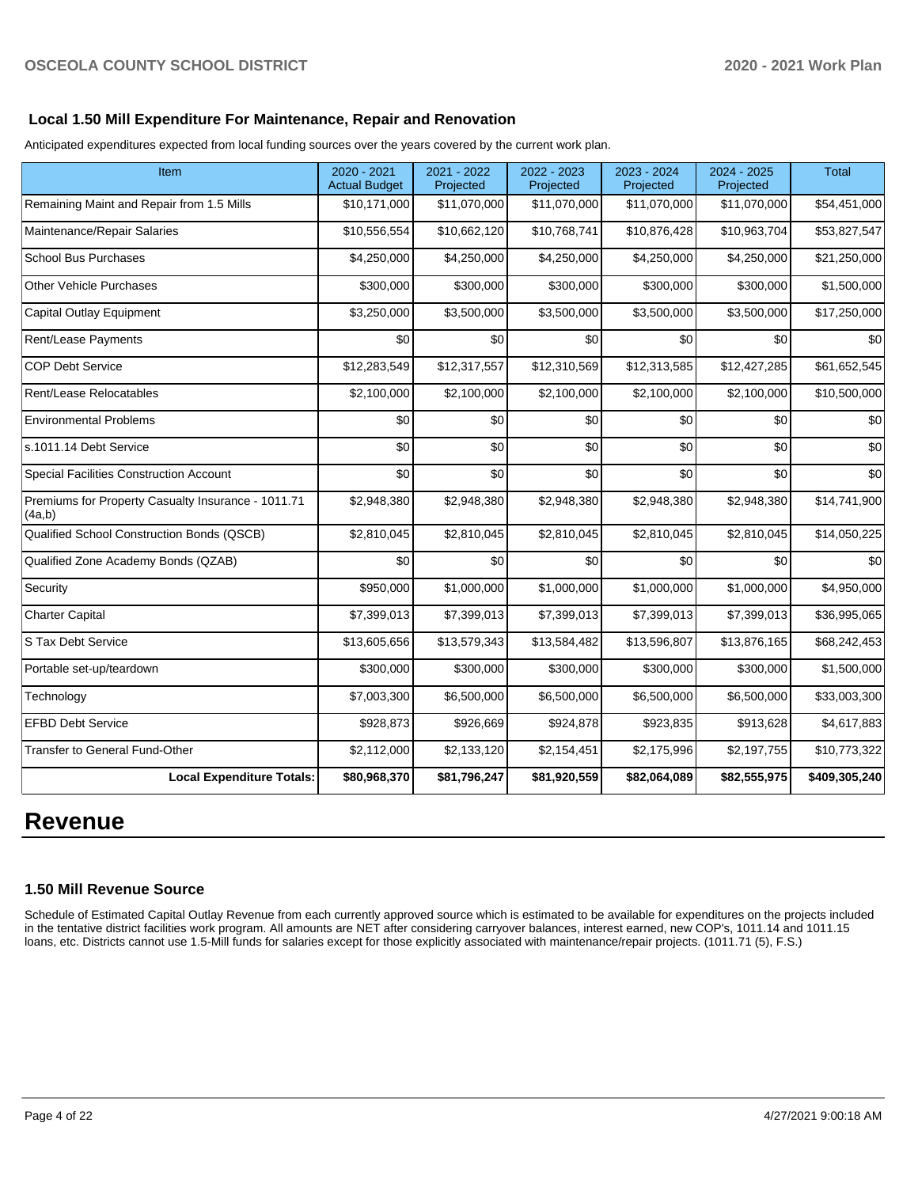### Local 1.50 Mill Expenditure For Maintenance, Repair and Renovation

Anticipated expenditures expected from local funding sources over the years covered by the current work plan.

| Item | 2020 - 2021 Actual Budget | 2021 - 2022 Projected | 2022 - 2023 Projected | 2023 - 2024 Projected | 2024 - 2025 Projected | Total |
|---|---|---|---|---|---|---|
| Remaining Maint and Repair from 1.5 Mills | $10,171,000 | $11,070,000 | $11,070,000 | $11,070,000 | $11,070,000 | $54,451,000 |
| Maintenance/Repair Salaries | $10,556,554 | $10,662,120 | $10,768,741 | $10,876,428 | $10,963,704 | $53,827,547 |
| School Bus Purchases | $4,250,000 | $4,250,000 | $4,250,000 | $4,250,000 | $4,250,000 | $21,250,000 |
| Other Vehicle Purchases | $300,000 | $300,000 | $300,000 | $300,000 | $300,000 | $1,500,000 |
| Capital Outlay Equipment | $3,250,000 | $3,500,000 | $3,500,000 | $3,500,000 | $3,500,000 | $17,250,000 |
| Rent/Lease Payments | $0 | $0 | $0 | $0 | $0 | $0 |
| COP Debt Service | $12,283,549 | $12,317,557 | $12,310,569 | $12,313,585 | $12,427,285 | $61,652,545 |
| Rent/Lease Relocatables | $2,100,000 | $2,100,000 | $2,100,000 | $2,100,000 | $2,100,000 | $10,500,000 |
| Environmental Problems | $0 | $0 | $0 | $0 | $0 | $0 |
| s.1011.14 Debt Service | $0 | $0 | $0 | $0 | $0 | $0 |
| Special Facilities Construction Account | $0 | $0 | $0 | $0 | $0 | $0 |
| Premiums for Property Casualty Insurance - 1011.71 (4a,b) | $2,948,380 | $2,948,380 | $2,948,380 | $2,948,380 | $2,948,380 | $14,741,900 |
| Qualified School Construction Bonds (QSCB) | $2,810,045 | $2,810,045 | $2,810,045 | $2,810,045 | $2,810,045 | $14,050,225 |
| Qualified Zone Academy Bonds (QZAB) | $0 | $0 | $0 | $0 | $0 | $0 |
| Security | $950,000 | $1,000,000 | $1,000,000 | $1,000,000 | $1,000,000 | $4,950,000 |
| Charter Capital | $7,399,013 | $7,399,013 | $7,399,013 | $7,399,013 | $7,399,013 | $36,995,065 |
| S Tax Debt Service | $13,605,656 | $13,579,343 | $13,584,482 | $13,596,807 | $13,876,165 | $68,242,453 |
| Portable set-up/teardown | $300,000 | $300,000 | $300,000 | $300,000 | $300,000 | $1,500,000 |
| Technology | $7,003,300 | $6,500,000 | $6,500,000 | $6,500,000 | $6,500,000 | $33,003,300 |
| EFBD Debt Service | $928,873 | $926,669 | $924,878 | $923,835 | $913,628 | $4,617,883 |
| Transfer to General Fund-Other | $2,112,000 | $2,133,120 | $2,154,451 | $2,175,996 | $2,197,755 | $10,773,322 |
| **Local Expenditure Totals:** | **$80,968,370** | **$81,796,247** | **$81,920,559** | **$82,064,089** | **$82,555,975** | **$409,305,240** |

# Revenue

### 1.50 Mill Revenue Source

Schedule of Estimated Capital Outlay Revenue from each currently approved source which is estimated to be available for expenditures on the projects included in the tentative district facilities work program. All amounts are NET after considering carryover balances, interest earned, new COP's, 1011.14 and 1011.15 loans, etc. Districts cannot use 1.5-Mill funds for salaries except for those explicitly associated with maintenance/repair projects. (1011.71 (5), F.S.)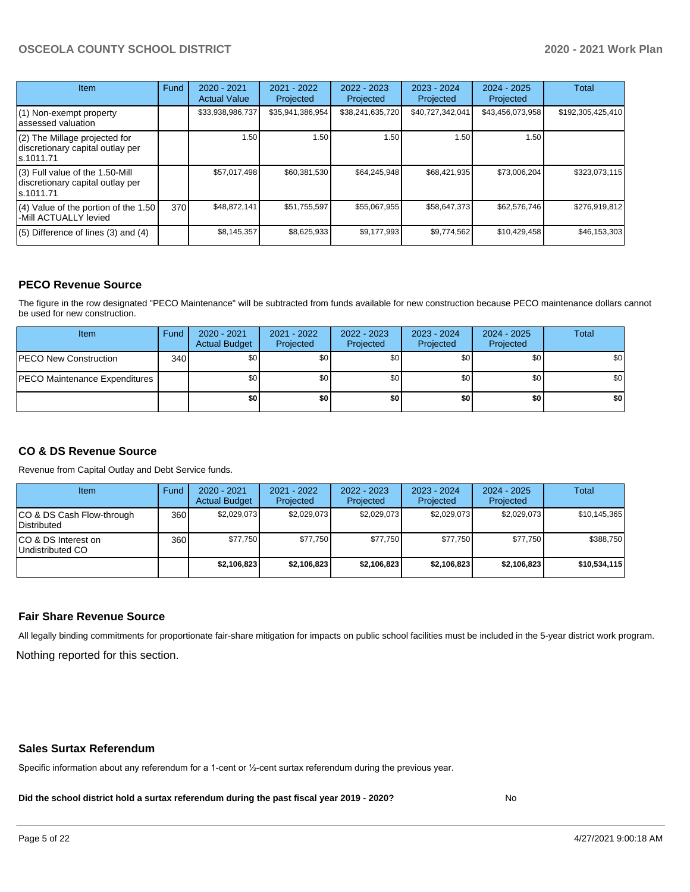| Item | Fund | 2020 - 2021 Actual Value | 2021 - 2022 Projected | 2022 - 2023 Projected | 2023 - 2024 Projected | 2024 - 2025 Projected | Total |
|---|---|---|---|---|---|---|---|
| (1) Non-exempt property assessed valuation | | $33,938,986,737 | $35,941,386,954 | $38,241,635,720 | $40,727,342,041 | $43,456,073,958 | $192,305,425,410 |
| (2) The Millage projected for discretionary capital outlay per s.1011.71 | | 1.50 | 1.50 | 1.50 | 1.50 | 1.50 | |
| (3) Full value of the 1.50-Mill discretionary capital outlay per s.1011.71 | | $57,017,498 | $60,381,530 | $64,245,948 | $68,421,935 | $73,006,204 | $323,073,115 |
| (4) Value of the portion of the 1.50 -Mill ACTUALLY levied | 370 | $48,872,141 | $51,755,597 | $55,067,955 | $58,647,373 | $62,576,746 | $276,919,812 |
| (5) Difference of lines (3) and (4) | | $8,145,357 | $8,625,933 | $9,177,993 | $9,774,562 | $10,429,458 | $46,153,303 |

## PECO Revenue Source

The figure in the row designated "PECO Maintenance" will be subtracted from funds available for new construction because PECO maintenance dollars cannot be used for new construction.

| Item | Fund | 2020 - 2021 Actual Budget | 2021 - 2022 Projected | 2022 - 2023 Projected | 2023 - 2024 Projected | 2024 - 2025 Projected | Total |
|---|---|---|---|---|---|---|---|
| PECO New Construction | 340 | $0 | $0 | $0 | $0 | $0 | $0 |
| PECO Maintenance Expenditures | | $0 | $0 | $0 | $0 | $0 | $0 |
| | | **$0** | **$0** | **$0** | **$0** | **$0** | **$0** |

## CO & DS Revenue Source

Revenue from Capital Outlay and Debt Service funds.

| Item | Fund | 2020 - 2021 Actual Budget | 2021 - 2022 Projected | 2022 - 2023 Projected | 2023 - 2024 Projected | 2024 - 2025 Projected | Total |
|---|---|---|---|---|---|---|---|
| CO & DS Cash Flow-through Distributed | 360 | $2,029,073 | $2,029,073 | $2,029,073 | $2,029,073 | $2,029,073 | $10,145,365 |
| CO & DS Interest on Undistributed CO | 360 | $77,750 | $77,750 | $77,750 | $77,750 | $77,750 | $388,750 |
| | | **$2,106,823** | **$2,106,823** | **$2,106,823** | **$2,106,823** | **$2,106,823** | **$10,534,115** |

## Fair Share Revenue Source

All legally binding commitments for proportionate fair-share mitigation for impacts on public school facilities must be included in the 5-year district work program.

Nothing reported for this section.

## Sales Surtax Referendum

Specific information about any referendum for a 1-cent or ½-cent surtax referendum during the previous year.

**Did the school district hold a surtax referendum during the past fiscal year 2019 - 2020?** No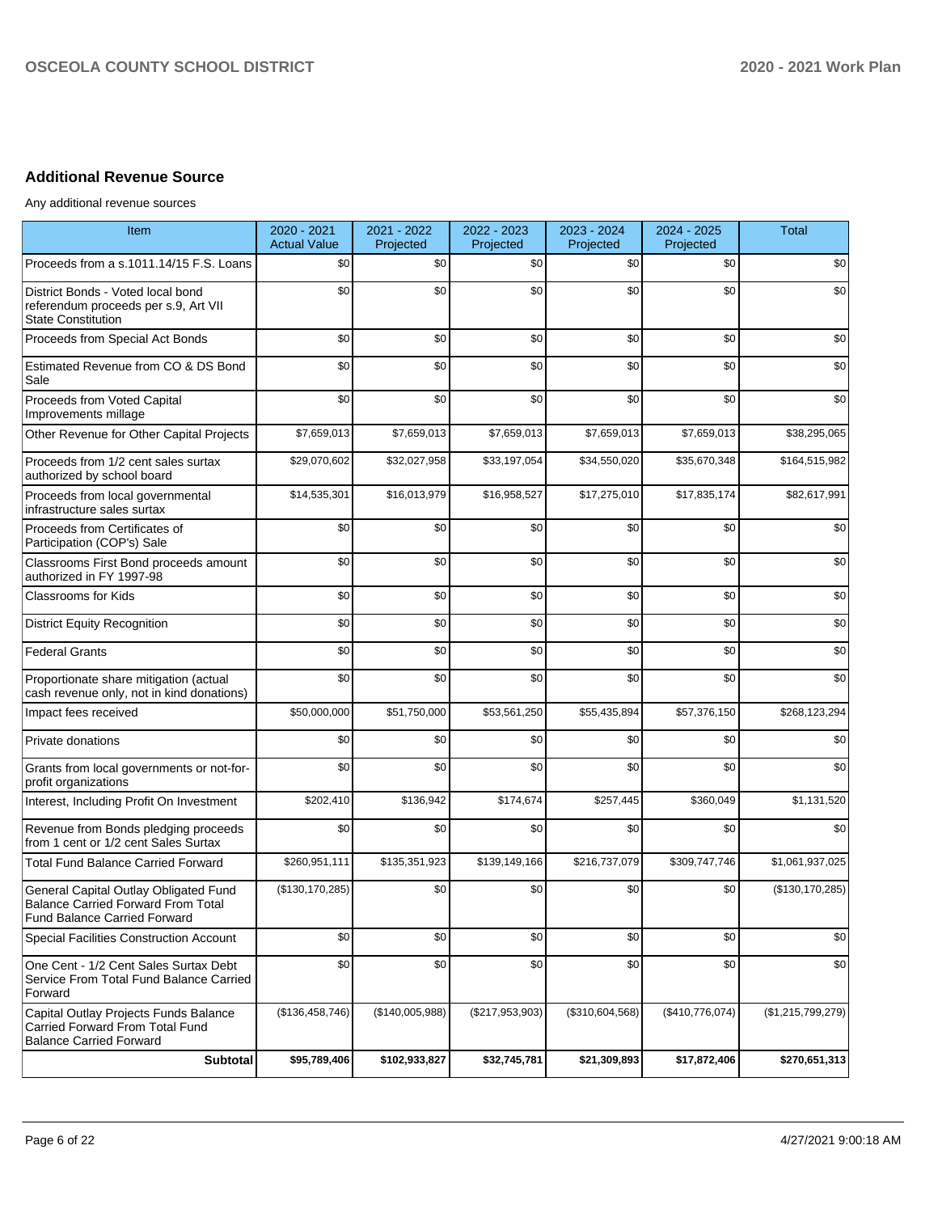## Additional Revenue Source

Any additional revenue sources

| Item | 2020 - 2021 Actual Value | 2021 - 2022 Projected | 2022 - 2023 Projected | 2023 - 2024 Projected | 2024 - 2025 Projected | Total |
|---|---|---|---|---|---|---|
| Proceeds from a s.1011.14/15 F.S. Loans | $0 | $0 | $0 | $0 | $0 | $0 |
| District Bonds - Voted local bond referendum proceeds per s.9, Art VII State Constitution | $0 | $0 | $0 | $0 | $0 | $0 |
| Proceeds from Special Act Bonds | $0 | $0 | $0 | $0 | $0 | $0 |
| Estimated Revenue from CO & DS Bond Sale | $0 | $0 | $0 | $0 | $0 | $0 |
| Proceeds from Voted Capital Improvements millage | $0 | $0 | $0 | $0 | $0 | $0 |
| Other Revenue for Other Capital Projects | $7,659,013 | $7,659,013 | $7,659,013 | $7,659,013 | $7,659,013 | $38,295,065 |
| Proceeds from 1/2 cent sales surtax authorized by school board | $29,070,602 | $32,027,958 | $33,197,054 | $34,550,020 | $35,670,348 | $164,515,982 |
| Proceeds from local governmental infrastructure sales surtax | $14,535,301 | $16,013,979 | $16,958,527 | $17,275,010 | $17,835,174 | $82,617,991 |
| Proceeds from Certificates of Participation (COP's) Sale | $0 | $0 | $0 | $0 | $0 | $0 |
| Classrooms First Bond proceeds amount authorized in FY 1997-98 | $0 | $0 | $0 | $0 | $0 | $0 |
| Classrooms for Kids | $0 | $0 | $0 | $0 | $0 | $0 |
| District Equity Recognition | $0 | $0 | $0 | $0 | $0 | $0 |
| Federal Grants | $0 | $0 | $0 | $0 | $0 | $0 |
| Proportionate share mitigation (actual cash revenue only, not in kind donations) | $0 | $0 | $0 | $0 | $0 | $0 |
| Impact fees received | $50,000,000 | $51,750,000 | $53,561,250 | $55,435,894 | $57,376,150 | $268,123,294 |
| Private donations | $0 | $0 | $0 | $0 | $0 | $0 |
| Grants from local governments or not-for-profit organizations | $0 | $0 | $0 | $0 | $0 | $0 |
| Interest, Including Profit On Investment | $202,410 | $136,942 | $174,674 | $257,445 | $360,049 | $1,131,520 |
| Revenue from Bonds pledging proceeds from 1 cent or 1/2 cent Sales Surtax | $0 | $0 | $0 | $0 | $0 | $0 |
| Total Fund Balance Carried Forward | $260,951,111 | $135,351,923 | $139,149,166 | $216,737,079 | $309,747,746 | $1,061,937,025 |
| General Capital Outlay Obligated Fund Balance Carried Forward From Total Fund Balance Carried Forward | ($130,170,285) | $0 | $0 | $0 | $0 | ($130,170,285) |
| Special Facilities Construction Account | $0 | $0 | $0 | $0 | $0 | $0 |
| One Cent - 1/2 Cent Sales Surtax Debt Service From Total Fund Balance Carried Forward | $0 | $0 | $0 | $0 | $0 | $0 |
| Capital Outlay Projects Funds Balance Carried Forward From Total Fund Balance Carried Forward | ($136,458,746) | ($140,005,988) | ($217,953,903) | ($310,604,568) | ($410,776,074) | ($1,215,799,279) |
| **Subtotal** | **$95,789,406** | **$102,933,827** | **$32,745,781** | **$21,309,893** | **$17,872,406** | **$270,651,313** |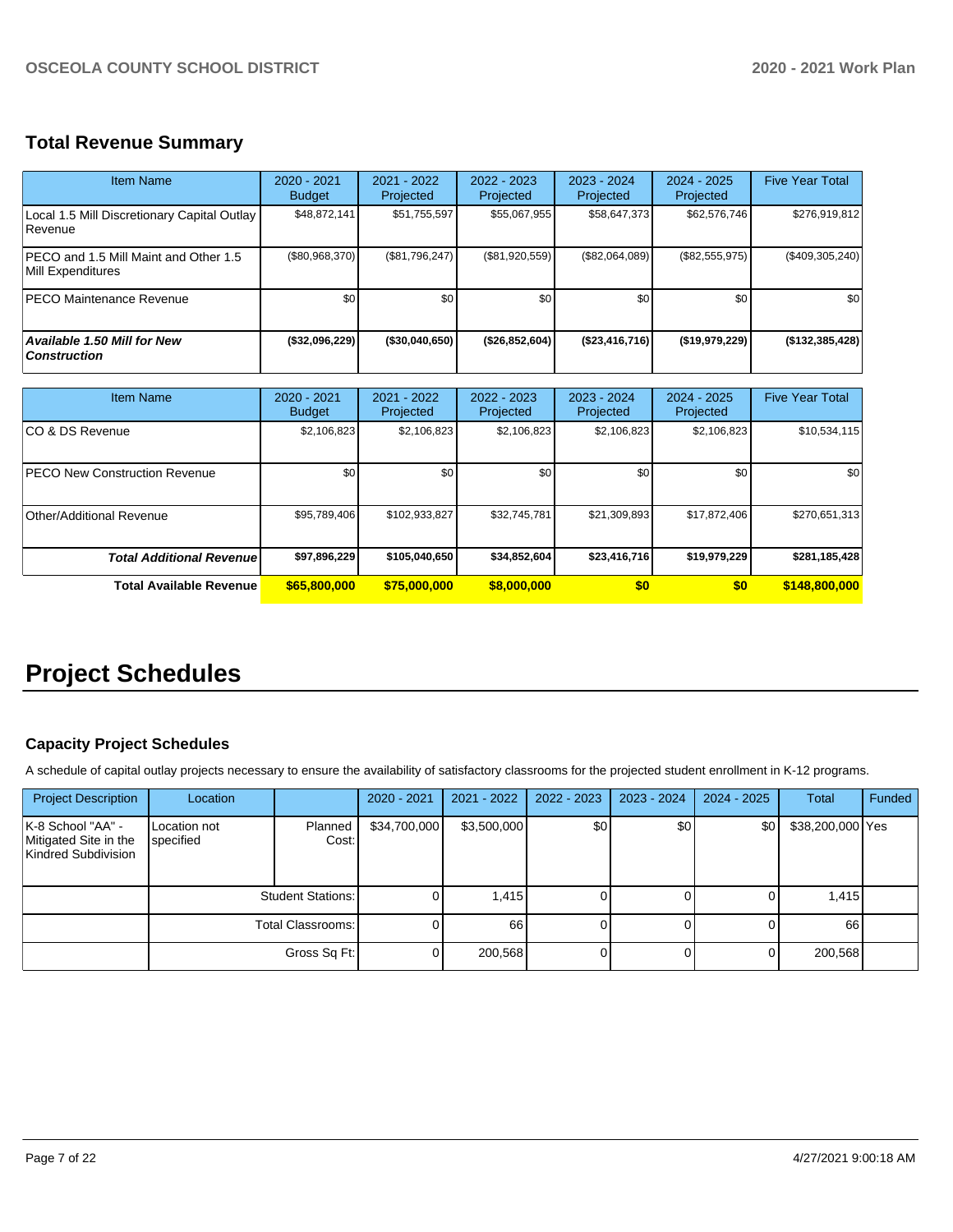## Total Revenue Summary

| Item Name | 2020 - 2021 Budget | 2021 - 2022 Projected | 2022 - 2023 Projected | 2023 - 2024 Projected | 2024 - 2025 Projected | Five Year Total |
|---|---|---|---|---|---|---|
| Local 1.5 Mill Discretionary Capital Outlay Revenue | $48,872,141 | $51,755,597 | $55,067,955 | $58,647,373 | $62,576,746 | $276,919,812 |
| PECO and 1.5 Mill Maint and Other 1.5 Mill Expenditures | ($80,968,370) | ($81,796,247) | ($81,920,559) | ($82,064,089) | ($82,555,975) | ($409,305,240) |
| PECO Maintenance Revenue | $0 | $0 | $0 | $0 | $0 | $0 |
| ***Available 1.50 Mill for New Construction*** | **($32,096,229)** | **($30,040,650)** | **($26,852,604)** | **($23,416,716)** | **($19,979,229)** | **($132,385,428)** |

| Item Name | 2020 - 2021 Budget | 2021 - 2022 Projected | 2022 - 2023 Projected | 2023 - 2024 Projected | 2024 - 2025 Projected | Five Year Total |
|---|---|---|---|---|---|---|
| CO & DS Revenue | $2,106,823 | $2,106,823 | $2,106,823 | $2,106,823 | $2,106,823 | $10,534,115 |
| PECO New Construction Revenue | $0 | $0 | $0 | $0 | $0 | $0 |
| Other/Additional Revenue | $95,789,406 | $102,933,827 | $32,745,781 | $21,309,893 | $17,872,406 | $270,651,313 |
| ***Total Additional Revenue*** | **$97,896,229** | **$105,040,650** | **$34,852,604** | **$23,416,716** | **$19,979,229** | **$281,185,428** |
| **Total Available Revenue** | **$65,800,000** | **$75,000,000** | **$8,000,000** | **$0** | **$0** | **$148,800,000** |

# Project Schedules

### Capacity Project Schedules

A schedule of capital outlay projects necessary to ensure the availability of satisfactory classrooms for the projected student enrollment in K-12 programs.

| Project Description | Location | | 2020 - 2021 | 2021 - 2022 | 2022 - 2023 | 2023 - 2024 | 2024 - 2025 | Total | Funded |
|---|---|---|---|---|---|---|---|---|---|
| K-8 School "AA" - Mitigated Site in the Kindred Subdivision | Location not specified | Planned Cost: | $34,700,000 | $3,500,000 | $0 | $0 | $0 | $38,200,000 | Yes |
| | | Student Stations: | 0 | 1,415 | 0 | 0 | 0 | 1,415 | |
| | | Total Classrooms: | 0 | 66 | 0 | 0 | 0 | 66 | |
| | | Gross Sq Ft: | 0 | 200,568 | 0 | 0 | 0 | 200,568 | |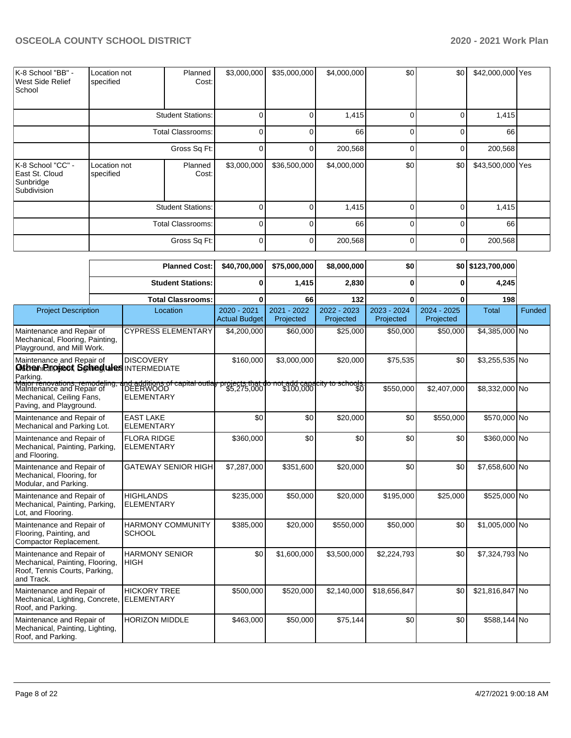| K-8 School "BB" - West Side Relief School | Location not specified | Planned Cost: | $3,000,000 | $35,000,000 | $4,000,000 | $0 | $0 | $42,000,000 | Yes |
|---|---|---|---|---|---|---|---|---|---|
| | | Student Stations: | 0 | 0 | 1,415 | 0 | 0 | 1,415 | |
| | | Total Classrooms: | 0 | 0 | 66 | 0 | 0 | 66 | |
| | | Gross Sq Ft: | 0 | 0 | 200,568 | 0 | 0 | 200,568 | |
| K-8 School "CC" - East St. Cloud Sunbridge Subdivision | Location not specified | Planned Cost: | $3,000,000 | $36,500,000 | $4,000,000 | $0 | $0 | $43,500,000 | Yes |
| | | Student Stations: | 0 | 0 | 1,415 | 0 | 0 | 1,415 | |
| | | Total Classrooms: | 0 | 0 | 66 | 0 | 0 | 66 | |
| | | Gross Sq Ft: | 0 | 0 | 200,568 | 0 | 0 | 200,568 | |

| | | Planned Cost: | $40,700,000 | $75,000,000 | $8,000,000 | $0 | $0 | $123,700,000 |
|---|---|---|---|---|---|---|---|---|
| | | Student Stations: | 0 | 1,415 | 2,830 | 0 | 0 | 4,245 |
| | | Total Classrooms: | 0 | 66 | 132 | 0 | 0 | 198 |

## Other Project Schedules

Major renovations, remodeling, and additions of capital outlay projects that do not add capacity to schools.

| Project Description | Location | 2020 - 2021 Actual Budget | 2021 - 2022 Projected | 2022 - 2023 Projected | 2023 - 2024 Projected | 2024 - 2025 Projected | Total | Funded |
|---|---|---|---|---|---|---|---|---|
| Maintenance and Repair of Mechanical, Flooring, Painting, Playground, and Mill Work. | CYPRESS ELEMENTARY | $4,200,000 | $60,000 | $25,000 | $50,000 | $50,000 | $4,385,000 | No |
| Maintenance and Repair of Mechanical, Roof, Lighting and Parking. | DISCOVERY INTERMEDIATE | $160,000 | $3,000,000 | $20,000 | $75,535 | $0 | $3,255,535 | No |
| Maintenance and Repair of Mechanical, Ceiling Fans, Paving, and Playground. | DEERWOOD ELEMENTARY | $5,275,000 | $100,000 | $0 | $550,000 | $2,407,000 | $8,332,000 | No |
| Maintenance and Repair of Mechanical and Parking Lot. | EAST LAKE ELEMENTARY | $0 | $0 | $20,000 | $0 | $550,000 | $570,000 | No |
| Maintenance and Repair of Mechanical, Painting, Parking, and Flooring. | FLORA RIDGE ELEMENTARY | $360,000 | $0 | $0 | $0 | $0 | $360,000 | No |
| Maintenance and Repair of Mechanical, Flooring, for Modular, and Parking. | GATEWAY SENIOR HIGH | $7,287,000 | $351,600 | $20,000 | $0 | $0 | $7,658,600 | No |
| Maintenance and Repair of Mechanical, Painting, Parking, Lot, and Flooring. | HIGHLANDS ELEMENTARY | $235,000 | $50,000 | $20,000 | $195,000 | $25,000 | $525,000 | No |
| Maintenance and Repair of Flooring, Painting, and Compactor Replacement. | HARMONY COMMUNITY SCHOOL | $385,000 | $20,000 | $550,000 | $50,000 | $0 | $1,005,000 | No |
| Maintenance and Repair of Mechanical, Painting, Flooring, Roof, Tennis Courts, Parking, and Track. | HARMONY SENIOR HIGH | $0 | $1,600,000 | $3,500,000 | $2,224,793 | $0 | $7,324,793 | No |
| Maintenance and Repair of Mechanical, Lighting, Concrete, Roof, and Parking. | HICKORY TREE ELEMENTARY | $500,000 | $520,000 | $2,140,000 | $18,656,847 | $0 | $21,816,847 | No |
| Maintenance and Repair of Mechanical, Painting, Lighting, Roof, and Parking. | HORIZON MIDDLE | $463,000 | $50,000 | $75,144 | $0 | $0 | $588,144 | No |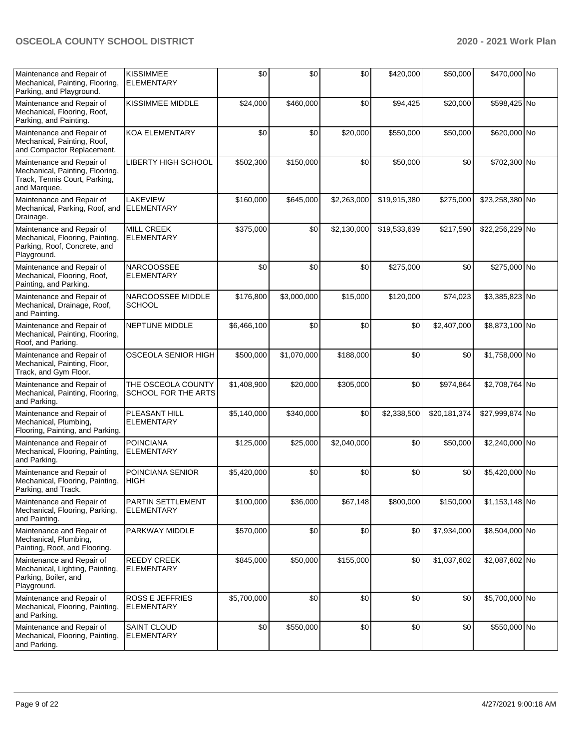| | | | | | | | | |
|---|---|---|---|---|---|---|---|---|
| Maintenance and Repair of Mechanical, Painting, Flooring, Parking, and Playground. | KISSIMMEE ELEMENTARY | $0 | $0 | $0 | $420,000 | $50,000 | $470,000 | No |
| Maintenance and Repair of Mechanical, Flooring, Roof, Parking, and Painting. | KISSIMMEE MIDDLE | $24,000 | $460,000 | $0 | $94,425 | $20,000 | $598,425 | No |
| Maintenance and Repair of Mechanical, Painting, Roof, and Compactor Replacement. | KOA ELEMENTARY | $0 | $0 | $20,000 | $550,000 | $50,000 | $620,000 | No |
| Maintenance and Repair of Mechanical, Painting, Flooring, Track, Tennis Court, Parking, and Marquee. | LIBERTY HIGH SCHOOL | $502,300 | $150,000 | $0 | $50,000 | $0 | $702,300 | No |
| Maintenance and Repair of Mechanical, Parking, Roof, and Drainage. | LAKEVIEW ELEMENTARY | $160,000 | $645,000 | $2,263,000 | $19,915,380 | $275,000 | $23,258,380 | No |
| Maintenance and Repair of Mechanical, Flooring, Painting, Parking, Roof, Concrete, and Playground. | MILL CREEK ELEMENTARY | $375,000 | $0 | $2,130,000 | $19,533,639 | $217,590 | $22,256,229 | No |
| Maintenance and Repair of Mechanical, Flooring, Roof, Painting, and Parking. | NARCOOSSEE ELEMENTARY | $0 | $0 | $0 | $275,000 | $0 | $275,000 | No |
| Maintenance and Repair of Mechanical, Drainage, Roof, and Painting. | NARCOOSSEE MIDDLE SCHOOL | $176,800 | $3,000,000 | $15,000 | $120,000 | $74,023 | $3,385,823 | No |
| Maintenance and Repair of Mechanical, Painting, Flooring, Roof, and Parking. | NEPTUNE MIDDLE | $6,466,100 | $0 | $0 | $0 | $2,407,000 | $8,873,100 | No |
| Maintenance and Repair of Mechanical, Painting, Floor, Track, and Gym Floor. | OSCEOLA SENIOR HIGH | $500,000 | $1,070,000 | $188,000 | $0 | $0 | $1,758,000 | No |
| Maintenance and Repair of Mechanical, Painting, Flooring, and Parking. | THE OSCEOLA COUNTY SCHOOL FOR THE ARTS | $1,408,900 | $20,000 | $305,000 | $0 | $974,864 | $2,708,764 | No |
| Maintenance and Repair of Mechanical, Plumbing, Flooring, Painting, and Parking. | PLEASANT HILL ELEMENTARY | $5,140,000 | $340,000 | $0 | $2,338,500 | $20,181,374 | $27,999,874 | No |
| Maintenance and Repair of Mechanical, Flooring, Painting, and Parking. | POINCIANA ELEMENTARY | $125,000 | $25,000 | $2,040,000 | $0 | $50,000 | $2,240,000 | No |
| Maintenance and Repair of Mechanical, Flooring, Painting, Parking, and Track. | POINCIANA SENIOR HIGH | $5,420,000 | $0 | $0 | $0 | $0 | $5,420,000 | No |
| Maintenance and Repair of Mechanical, Flooring, Parking, and Painting. | PARTIN SETTLEMENT ELEMENTARY | $100,000 | $36,000 | $67,148 | $800,000 | $150,000 | $1,153,148 | No |
| Maintenance and Repair of Mechanical, Plumbing, Painting, Roof, and Flooring. | PARKWAY MIDDLE | $570,000 | $0 | $0 | $0 | $7,934,000 | $8,504,000 | No |
| Maintenance and Repair of Mechanical, Lighting, Painting, Parking, Boiler, and Playground. | REEDY CREEK ELEMENTARY | $845,000 | $50,000 | $155,000 | $0 | $1,037,602 | $2,087,602 | No |
| Maintenance and Repair of Mechanical, Flooring, Painting, and Parking. | ROSS E JEFFRIES ELEMENTARY | $5,700,000 | $0 | $0 | $0 | $0 | $5,700,000 | No |
| Maintenance and Repair of Mechanical, Flooring, Painting, and Parking. | SAINT CLOUD ELEMENTARY | $0 | $550,000 | $0 | $0 | $0 | $550,000 | No |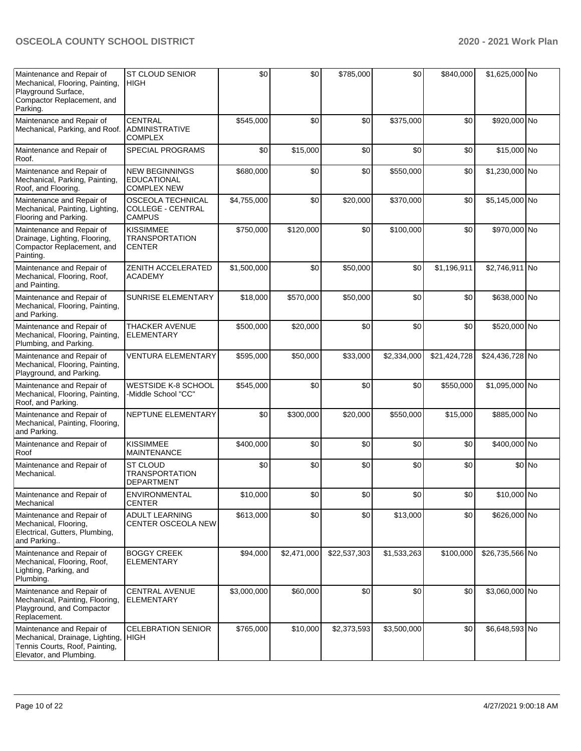| Maintenance and Repair of Mechanical, Flooring, Painting, Playground Surface, Compactor Replacement, and Parking. | ST CLOUD SENIOR HIGH | $0 | $0 | $785,000 | $0 | $840,000 | $1,625,000 | No |
|---|---|---|---|---|---|---|---|---|
| Maintenance and Repair of Mechanical, Parking, and Roof. | CENTRAL ADMINISTRATIVE COMPLEX | $545,000 | $0 | $0 | $375,000 | $0 | $920,000 | No |
| Maintenance and Repair of Roof. | SPECIAL PROGRAMS | $0 | $15,000 | $0 | $0 | $0 | $15,000 | No |
| Maintenance and Repair of Mechanical, Parking, Painting, Roof, and Flooring. | NEW BEGINNINGS EDUCATIONAL COMPLEX NEW | $680,000 | $0 | $0 | $550,000 | $0 | $1,230,000 | No |
| Maintenance and Repair of Mechanical, Painting, Lighting, Flooring and Parking. | OSCEOLA TECHNICAL COLLEGE - CENTRAL CAMPUS | $4,755,000 | $0 | $20,000 | $370,000 | $0 | $5,145,000 | No |
| Maintenance and Repair of Drainage, Lighting, Flooring, Compactor Replacement, and Painting. | KISSIMMEE TRANSPORTATION CENTER | $750,000 | $120,000 | $0 | $100,000 | $0 | $970,000 | No |
| Maintenance and Repair of Mechanical, Flooring, Roof, and Painting. | ZENITH ACCELERATED ACADEMY | $1,500,000 | $0 | $50,000 | $0 | $1,196,911 | $2,746,911 | No |
| Maintenance and Repair of Mechanical, Flooring, Painting, and Parking. | SUNRISE ELEMENTARY | $18,000 | $570,000 | $50,000 | $0 | $0 | $638,000 | No |
| Maintenance and Repair of Mechanical, Flooring, Painting, Plumbing, and Parking. | THACKER AVENUE ELEMENTARY | $500,000 | $20,000 | $0 | $0 | $0 | $520,000 | No |
| Maintenance and Repair of Mechanical, Flooring, Painting, Playground, and Parking. | VENTURA ELEMENTARY | $595,000 | $50,000 | $33,000 | $2,334,000 | $21,424,728 | $24,436,728 | No |
| Maintenance and Repair of Mechanical, Flooring, Painting, Roof, and Parking. | WESTSIDE K-8 SCHOOL -Middle School "CC" | $545,000 | $0 | $0 | $0 | $550,000 | $1,095,000 | No |
| Maintenance and Repair of Mechanical, Painting, Flooring, and Parking. | NEPTUNE ELEMENTARY | $0 | $300,000 | $20,000 | $550,000 | $15,000 | $885,000 | No |
| Maintenance and Repair of Roof | KISSIMMEE MAINTENANCE | $400,000 | $0 | $0 | $0 | $0 | $400,000 | No |
| Maintenance and Repair of Mechanical. | ST CLOUD TRANSPORTATION DEPARTMENT | $0 | $0 | $0 | $0 | $0 | $0 | No |
| Maintenance and Repair of Mechanical | ENVIRONMENTAL CENTER | $10,000 | $0 | $0 | $0 | $0 | $10,000 | No |
| Maintenance and Repair of Mechanical, Flooring, Electrical, Gutters, Plumbing, and Parking.. | ADULT LEARNING CENTER OSCEOLA NEW | $613,000 | $0 | $0 | $13,000 | $0 | $626,000 | No |
| Maintenance and Repair of Mechanical, Flooring, Roof, Lighting, Parking, and Plumbing. | BOGGY CREEK ELEMENTARY | $94,000 | $2,471,000 | $22,537,303 | $1,533,263 | $100,000 | $26,735,566 | No |
| Maintenance and Repair of Mechanical, Painting, Flooring, Playground, and Compactor Replacement. | CENTRAL AVENUE ELEMENTARY | $3,000,000 | $60,000 | $0 | $0 | $0 | $3,060,000 | No |
| Maintenance and Repair of Mechanical, Drainage, Lighting, Tennis Courts, Roof, Painting, Elevator, and Plumbing. | CELEBRATION SENIOR HIGH | $765,000 | $10,000 | $2,373,593 | $3,500,000 | $0 | $6,648,593 | No |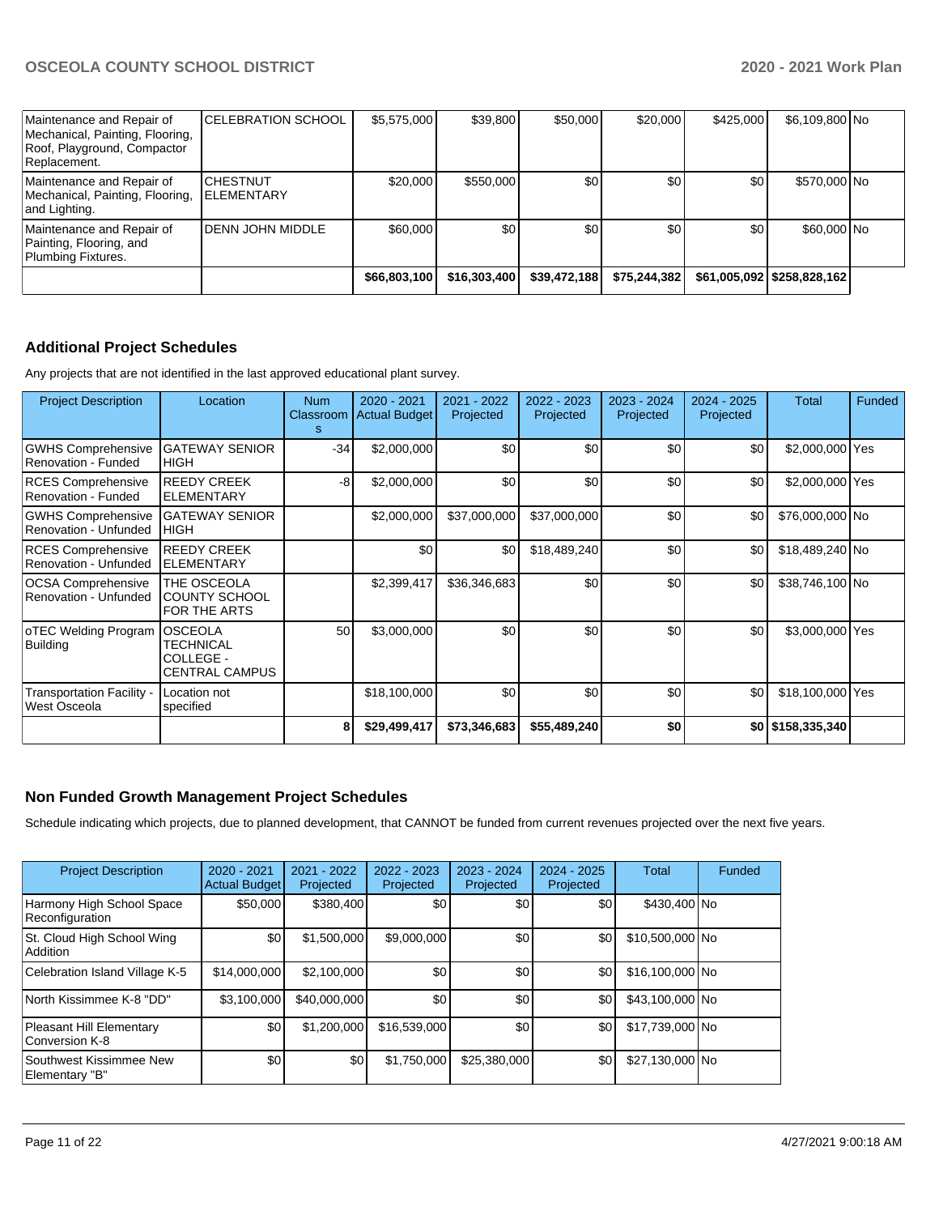| | | | | | | | | |
|---|---|---|---|---|---|---|---|---|
| Maintenance and Repair of Mechanical, Painting, Flooring, Roof, Playground, Compactor Replacement. | CELEBRATION SCHOOL | $5,575,000 | $39,800 | $50,000 | $20,000 | $425,000 | $6,109,800 | No |
| Maintenance and Repair of Mechanical, Painting, Flooring, and Lighting. | CHESTNUT ELEMENTARY | $20,000 | $550,000 | $0 | $0 | $0 | $570,000 | No |
| Maintenance and Repair of Painting, Flooring, and Plumbing Fixtures. | DENN JOHN MIDDLE | $60,000 | $0 | $0 | $0 | $0 | $60,000 | No |
| | | $66,803,100 | $16,303,400 | $39,472,188 | $75,244,382 | $61,005,092 | $258,828,162 | |

## Additional Project Schedules

Any projects that are not identified in the last approved educational plant survey.

| Project Description | Location | Num Classrooms | 2020 - 2021 Actual Budget | 2021 - 2022 Projected | 2022 - 2023 Projected | 2023 - 2024 Projected | 2024 - 2025 Projected | Total | Funded |
|---|---|---|---|---|---|---|---|---|---|
| GWHS Comprehensive Renovation - Funded | GATEWAY SENIOR HIGH | -34 | $2,000,000 | $0 | $0 | $0 | $0 | $2,000,000 | Yes |
| RCES Comprehensive Renovation - Funded | REEDY CREEK ELEMENTARY | -8 | $2,000,000 | $0 | $0 | $0 | $0 | $2,000,000 | Yes |
| GWHS Comprehensive Renovation - Unfunded | GATEWAY SENIOR HIGH | | $2,000,000 | $37,000,000 | $37,000,000 | $0 | $0 | $76,000,000 | No |
| RCES Comprehensive Renovation - Unfunded | REEDY CREEK ELEMENTARY | | $0 | $0 | $18,489,240 | $0 | $0 | $18,489,240 | No |
| OCSA Comprehensive Renovation - Unfunded | THE OSCEOLA COUNTY SCHOOL FOR THE ARTS | | $2,399,417 | $36,346,683 | $0 | $0 | $0 | $38,746,100 | No |
| oTEC Welding Program Building | OSCEOLA TECHNICAL COLLEGE - CENTRAL CAMPUS | 50 | $3,000,000 | $0 | $0 | $0 | $0 | $3,000,000 | Yes |
| Transportation Facility - West Osceola | Location not specified | | $18,100,000 | $0 | $0 | $0 | $0 | $18,100,000 | Yes |
| | | 8 | $29,499,417 | $73,346,683 | $55,489,240 | $0 | $0 | $158,335,340 | |

## Non Funded Growth Management Project Schedules

Schedule indicating which projects, due to planned development, that CANNOT be funded from current revenues projected over the next five years.

| Project Description | 2020 - 2021 Actual Budget | 2021 - 2022 Projected | 2022 - 2023 Projected | 2023 - 2024 Projected | 2024 - 2025 Projected | Total | Funded |
|---|---|---|---|---|---|---|---|
| Harmony High School Space Reconfiguration | $50,000 | $380,400 | $0 | $0 | $0 | $430,400 | No |
| St. Cloud High School Wing Addition | $0 | $1,500,000 | $9,000,000 | $0 | $0 | $10,500,000 | No |
| Celebration Island Village K-5 | $14,000,000 | $2,100,000 | $0 | $0 | $0 | $16,100,000 | No |
| North Kissimmee K-8 "DD" | $3,100,000 | $40,000,000 | $0 | $0 | $0 | $43,100,000 | No |
| Pleasant Hill Elementary Conversion K-8 | $0 | $1,200,000 | $16,539,000 | $0 | $0 | $17,739,000 | No |
| Southwest Kissimmee New Elementary "B" | $0 | $0 | $1,750,000 | $25,380,000 | $0 | $27,130,000 | No |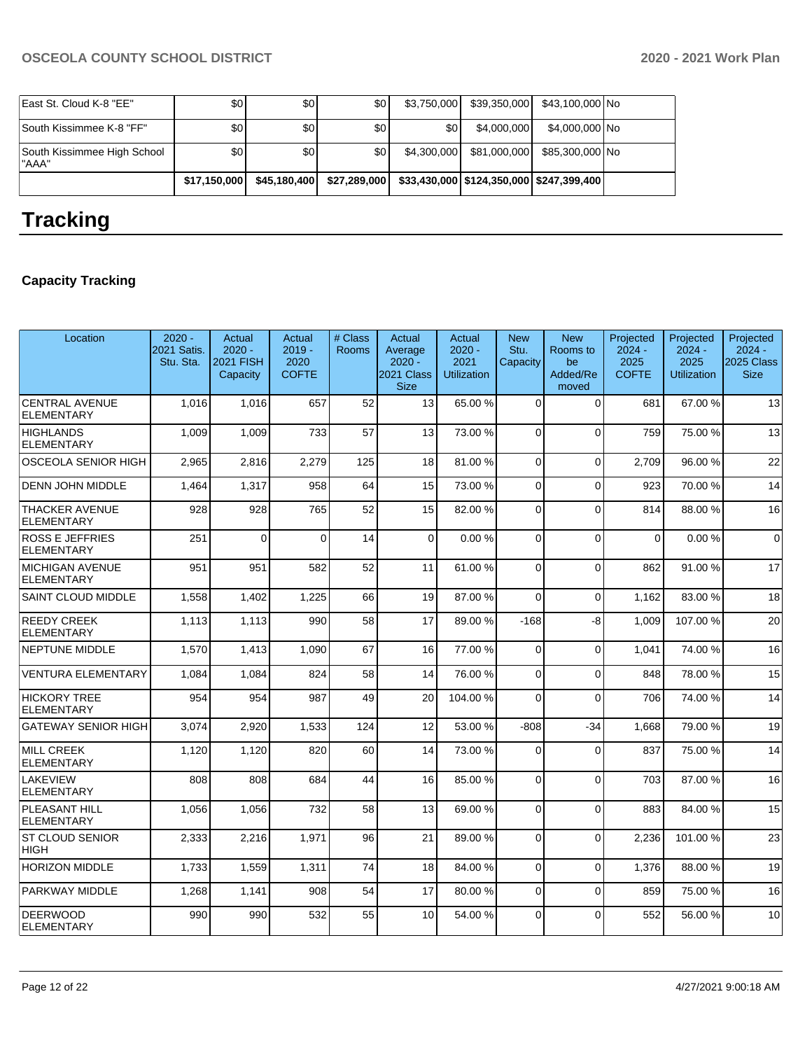| | | | | | | | |
|---|---|---|---|---|---|---|---|
| East St. Cloud K-8 "EE" | $0 | $0 | $0 | $3,750,000 | $39,350,000 | $43,100,000 | No |
| South Kissimmee K-8 "FF" | $0 | $0 | $0 | $0 | $4,000,000 | $4,000,000 | No |
| South Kissimmee High School "AAA" | $0 | $0 | $0 | $4,300,000 | $81,000,000 | $85,300,000 | No |
| | $17,150,000 | $45,180,400 | $27,289,000 | $33,430,000 | $124,350,000 | $247,399,400 | |

# Tracking

### Capacity Tracking

| Location | 2020 - 2021 Satis. Stu. Sta. | Actual 2020 - 2021 FISH Capacity | Actual 2019 - 2020 COFTE | # Class Rooms | Actual Average 2020 - 2021 Class Size | Actual 2020 - 2021 Utilization | New Stu. Capacity | New Rooms to be Added/Removed | Projected 2024 - 2025 COFTE | Projected 2024 - 2025 Utilization | Projected 2024 - 2025 Class Size |
|---|---|---|---|---|---|---|---|---|---|---|---|
| CENTRAL AVENUE ELEMENTARY | 1,016 | 1,016 | 657 | 52 | 13 | 65.00 % | 0 | 0 | 681 | 67.00 % | 13 |
| HIGHLANDS ELEMENTARY | 1,009 | 1,009 | 733 | 57 | 13 | 73.00 % | 0 | 0 | 759 | 75.00 % | 13 |
| OSCEOLA SENIOR HIGH | 2,965 | 2,816 | 2,279 | 125 | 18 | 81.00 % | 0 | 0 | 2,709 | 96.00 % | 22 |
| DENN JOHN MIDDLE | 1,464 | 1,317 | 958 | 64 | 15 | 73.00 % | 0 | 0 | 923 | 70.00 % | 14 |
| THACKER AVENUE ELEMENTARY | 928 | 928 | 765 | 52 | 15 | 82.00 % | 0 | 0 | 814 | 88.00 % | 16 |
| ROSS E JEFFRIES ELEMENTARY | 251 | 0 | 0 | 14 | 0 | 0.00 % | 0 | 0 | 0 | 0.00 % | 0 |
| MICHIGAN AVENUE ELEMENTARY | 951 | 951 | 582 | 52 | 11 | 61.00 % | 0 | 0 | 862 | 91.00 % | 17 |
| SAINT CLOUD MIDDLE | 1,558 | 1,402 | 1,225 | 66 | 19 | 87.00 % | 0 | 0 | 1,162 | 83.00 % | 18 |
| REEDY CREEK ELEMENTARY | 1,113 | 1,113 | 990 | 58 | 17 | 89.00 % | -168 | -8 | 1,009 | 107.00 % | 20 |
| NEPTUNE MIDDLE | 1,570 | 1,413 | 1,090 | 67 | 16 | 77.00 % | 0 | 0 | 1,041 | 74.00 % | 16 |
| VENTURA ELEMENTARY | 1,084 | 1,084 | 824 | 58 | 14 | 76.00 % | 0 | 0 | 848 | 78.00 % | 15 |
| HICKORY TREE ELEMENTARY | 954 | 954 | 987 | 49 | 20 | 104.00 % | 0 | 0 | 706 | 74.00 % | 14 |
| GATEWAY SENIOR HIGH | 3,074 | 2,920 | 1,533 | 124 | 12 | 53.00 % | -808 | -34 | 1,668 | 79.00 % | 19 |
| MILL CREEK ELEMENTARY | 1,120 | 1,120 | 820 | 60 | 14 | 73.00 % | 0 | 0 | 837 | 75.00 % | 14 |
| LAKEVIEW ELEMENTARY | 808 | 808 | 684 | 44 | 16 | 85.00 % | 0 | 0 | 703 | 87.00 % | 16 |
| PLEASANT HILL ELEMENTARY | 1,056 | 1,056 | 732 | 58 | 13 | 69.00 % | 0 | 0 | 883 | 84.00 % | 15 |
| ST CLOUD SENIOR HIGH | 2,333 | 2,216 | 1,971 | 96 | 21 | 89.00 % | 0 | 0 | 2,236 | 101.00 % | 23 |
| HORIZON MIDDLE | 1,733 | 1,559 | 1,311 | 74 | 18 | 84.00 % | 0 | 0 | 1,376 | 88.00 % | 19 |
| PARKWAY MIDDLE | 1,268 | 1,141 | 908 | 54 | 17 | 80.00 % | 0 | 0 | 859 | 75.00 % | 16 |
| DEERWOOD ELEMENTARY | 990 | 990 | 532 | 55 | 10 | 54.00 % | 0 | 0 | 552 | 56.00 % | 10 |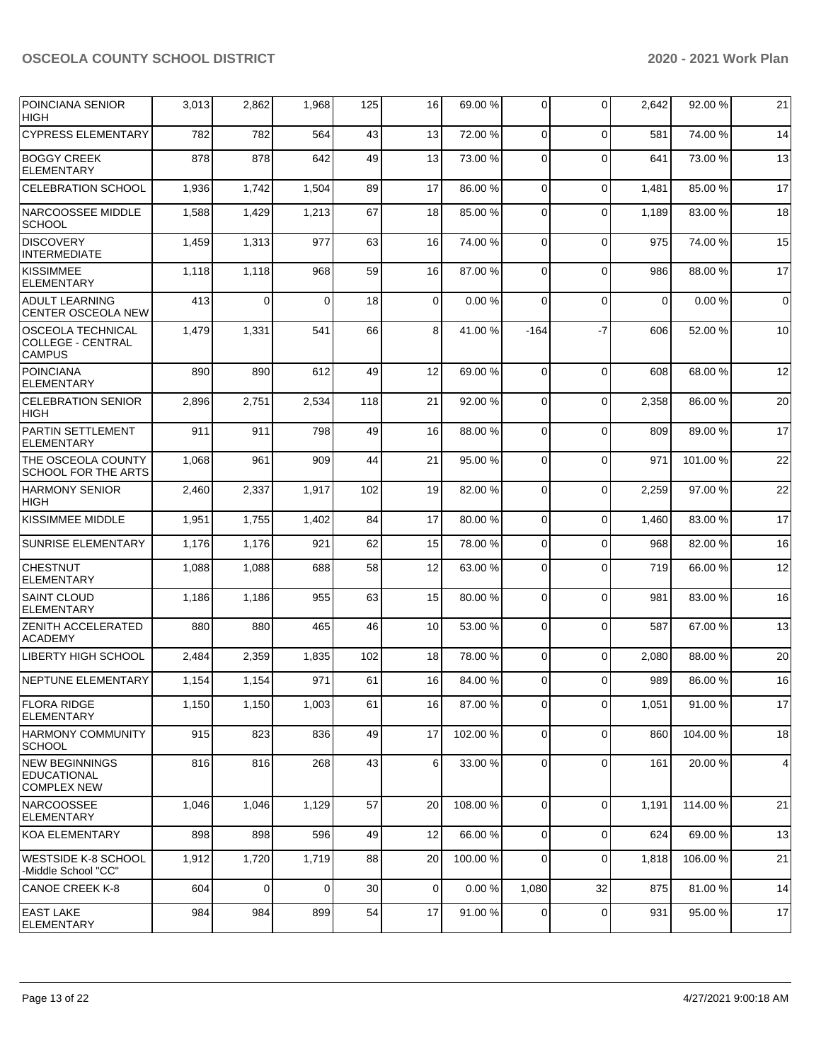| | | | | | | | | | | | |
|---|---|---|---|---|---|---|---|---|---|---|---|
| POINCIANA SENIOR HIGH | 3,013 | 2,862 | 1,968 | 125 | 16 | 69.00 % | 0 | 0 | 2,642 | 92.00 % | 21 |
| CYPRESS ELEMENTARY | 782 | 782 | 564 | 43 | 13 | 72.00 % | 0 | 0 | 581 | 74.00 % | 14 |
| BOGGY CREEK ELEMENTARY | 878 | 878 | 642 | 49 | 13 | 73.00 % | 0 | 0 | 641 | 73.00 % | 13 |
| CELEBRATION SCHOOL | 1,936 | 1,742 | 1,504 | 89 | 17 | 86.00 % | 0 | 0 | 1,481 | 85.00 % | 17 |
| NARCOOSSEE MIDDLE SCHOOL | 1,588 | 1,429 | 1,213 | 67 | 18 | 85.00 % | 0 | 0 | 1,189 | 83.00 % | 18 |
| DISCOVERY INTERMEDIATE | 1,459 | 1,313 | 977 | 63 | 16 | 74.00 % | 0 | 0 | 975 | 74.00 % | 15 |
| KISSIMMEE ELEMENTARY | 1,118 | 1,118 | 968 | 59 | 16 | 87.00 % | 0 | 0 | 986 | 88.00 % | 17 |
| ADULT LEARNING CENTER OSCEOLA NEW | 413 | 0 | 0 | 18 | 0 | 0.00 % | 0 | 0 | 0 | 0.00 % | 0 |
| OSCEOLA TECHNICAL COLLEGE - CENTRAL CAMPUS | 1,479 | 1,331 | 541 | 66 | 8 | 41.00 % | -164 | -7 | 606 | 52.00 % | 10 |
| POINCIANA ELEMENTARY | 890 | 890 | 612 | 49 | 12 | 69.00 % | 0 | 0 | 608 | 68.00 % | 12 |
| CELEBRATION SENIOR HIGH | 2,896 | 2,751 | 2,534 | 118 | 21 | 92.00 % | 0 | 0 | 2,358 | 86.00 % | 20 |
| PARTIN SETTLEMENT ELEMENTARY | 911 | 911 | 798 | 49 | 16 | 88.00 % | 0 | 0 | 809 | 89.00 % | 17 |
| THE OSCEOLA COUNTY SCHOOL FOR THE ARTS | 1,068 | 961 | 909 | 44 | 21 | 95.00 % | 0 | 0 | 971 | 101.00 % | 22 |
| HARMONY SENIOR HIGH | 2,460 | 2,337 | 1,917 | 102 | 19 | 82.00 % | 0 | 0 | 2,259 | 97.00 % | 22 |
| KISSIMMEE MIDDLE | 1,951 | 1,755 | 1,402 | 84 | 17 | 80.00 % | 0 | 0 | 1,460 | 83.00 % | 17 |
| SUNRISE ELEMENTARY | 1,176 | 1,176 | 921 | 62 | 15 | 78.00 % | 0 | 0 | 968 | 82.00 % | 16 |
| CHESTNUT ELEMENTARY | 1,088 | 1,088 | 688 | 58 | 12 | 63.00 % | 0 | 0 | 719 | 66.00 % | 12 |
| SAINT CLOUD ELEMENTARY | 1,186 | 1,186 | 955 | 63 | 15 | 80.00 % | 0 | 0 | 981 | 83.00 % | 16 |
| ZENITH ACCELERATED ACADEMY | 880 | 880 | 465 | 46 | 10 | 53.00 % | 0 | 0 | 587 | 67.00 % | 13 |
| LIBERTY HIGH SCHOOL | 2,484 | 2,359 | 1,835 | 102 | 18 | 78.00 % | 0 | 0 | 2,080 | 88.00 % | 20 |
| NEPTUNE ELEMENTARY | 1,154 | 1,154 | 971 | 61 | 16 | 84.00 % | 0 | 0 | 989 | 86.00 % | 16 |
| FLORA RIDGE ELEMENTARY | 1,150 | 1,150 | 1,003 | 61 | 16 | 87.00 % | 0 | 0 | 1,051 | 91.00 % | 17 |
| HARMONY COMMUNITY SCHOOL | 915 | 823 | 836 | 49 | 17 | 102.00 % | 0 | 0 | 860 | 104.00 % | 18 |
| NEW BEGINNINGS EDUCATIONAL COMPLEX NEW | 816 | 816 | 268 | 43 | 6 | 33.00 % | 0 | 0 | 161 | 20.00 % | 4 |
| NARCOOSSEE ELEMENTARY | 1,046 | 1,046 | 1,129 | 57 | 20 | 108.00 % | 0 | 0 | 1,191 | 114.00 % | 21 |
| KOA ELEMENTARY | 898 | 898 | 596 | 49 | 12 | 66.00 % | 0 | 0 | 624 | 69.00 % | 13 |
| WESTSIDE K-8 SCHOOL -Middle School "CC" | 1,912 | 1,720 | 1,719 | 88 | 20 | 100.00 % | 0 | 0 | 1,818 | 106.00 % | 21 |
| CANOE CREEK K-8 | 604 | 0 | 0 | 30 | 0 | 0.00 % | 1,080 | 32 | 875 | 81.00 % | 14 |
| EAST LAKE ELEMENTARY | 984 | 984 | 899 | 54 | 17 | 91.00 % | 0 | 0 | 931 | 95.00 % | 17 |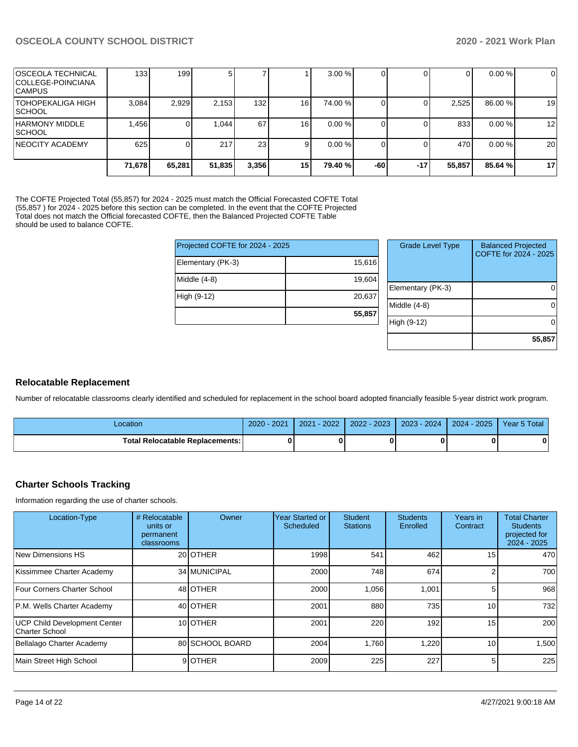| | | | | | | | | | | |
|---|---|---|---|---|---|---|---|---|---|---|
| OSCEOLA TECHNICAL COLLEGE-POINCIANA CAMPUS | 133 | 199 | 5 | 7 | 1 | 3.00 % | 0 | 0 | 0 | 0.00 % | 0 |
| TOHOPEKALIGA HIGH SCHOOL | 3,084 | 2,929 | 2,153 | 132 | 16 | 74.00 % | 0 | 0 | 2,525 | 86.00 % | 19 |
| HARMONY MIDDLE SCHOOL | 1,456 | 0 | 1,044 | 67 | 16 | 0.00 % | 0 | 0 | 833 | 0.00 % | 12 |
| NEOCITY ACADEMY | 625 | 0 | 217 | 23 | 9 | 0.00 % | 0 | 0 | 470 | 0.00 % | 20 |
| | **71,678** | **65,281** | **51,835** | **3,356** | **15** | **79.40 %** | **-60** | **-17** | **55,857** | **85.64 %** | **17** |

The COFTE Projected Total (55,857) for 2024 - 2025 must match the Official Forecasted COFTE Total (55,857 ) for 2024 - 2025 before this section can be completed. In the event that the COFTE Projected Total does not match the Official forecasted COFTE, then the Balanced Projected COFTE Table should be used to balance COFTE.

| Projected COFTE for 2024 - 2025 | |
|---|---|
| Elementary (PK-3) | 15,616 |
| Middle (4-8) | 19,604 |
| High (9-12) | 20,637 |
| | **55,857** |

| Grade Level Type | Balanced Projected COFTE for 2024 - 2025 |
|---|---|
| Elementary (PK-3) | 0 |
| Middle (4-8) | 0 |
| High (9-12) | 0 |
| | **55,857** |

## Relocatable Replacement

Number of relocatable classrooms clearly identified and scheduled for replacement in the school board adopted financially feasible 5-year district work program.

| Location | 2020 - 2021 | 2021 - 2022 | 2022 - 2023 | 2023 - 2024 | 2024 - 2025 | Year 5 Total |
|---|---|---|---|---|---|---|
| **Total Relocatable Replacements:** | **0** | **0** | **0** | **0** | **0** | **0** |

## Charter Schools Tracking

Information regarding the use of charter schools.

| Location-Type | # Relocatable units or permanent classrooms | Owner | Year Started or Scheduled | Student Stations | Students Enrolled | Years in Contract | Total Charter Students projected for 2024 - 2025 |
|---|---|---|---|---|---|---|---|
| New Dimensions HS | 20 | OTHER | 1998 | 541 | 462 | 15 | 470 |
| Kissimmee Charter Academy | 34 | MUNICIPAL | 2000 | 748 | 674 | 2 | 700 |
| Four Corners Charter School | 48 | OTHER | 2000 | 1,056 | 1,001 | 5 | 968 |
| P.M. Wells Charter Academy | 40 | OTHER | 2001 | 880 | 735 | 10 | 732 |
| UCP Child Development Center Charter School | 10 | OTHER | 2001 | 220 | 192 | 15 | 200 |
| Bellalago Charter Academy | 80 | SCHOOL BOARD | 2004 | 1,760 | 1,220 | 10 | 1,500 |
| Main Street High School | 9 | OTHER | 2009 | 225 | 227 | 5 | 225 |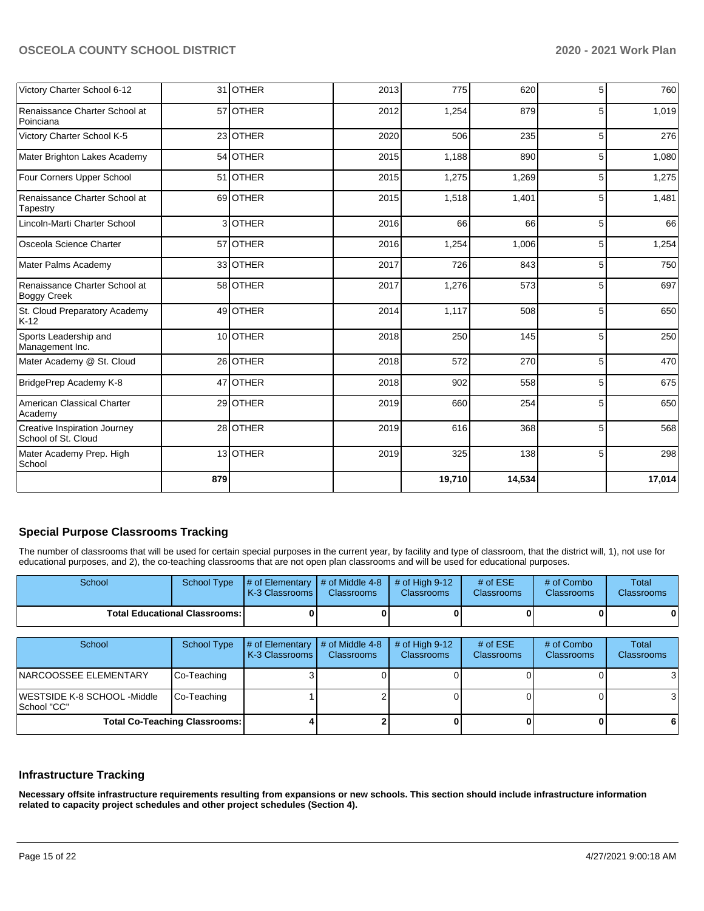| | | | | | | | |
|---|---|---|---|---|---|---|---|
| Victory Charter School 6-12 | 31 | OTHER | 2013 | 775 | 620 | 5 | 760 |
| Renaissance Charter School at Poinciana | 57 | OTHER | 2012 | 1,254 | 879 | 5 | 1,019 |
| Victory Charter School K-5 | 23 | OTHER | 2020 | 506 | 235 | 5 | 276 |
| Mater Brighton Lakes Academy | 54 | OTHER | 2015 | 1,188 | 890 | 5 | 1,080 |
| Four Corners Upper School | 51 | OTHER | 2015 | 1,275 | 1,269 | 5 | 1,275 |
| Renaissance Charter School at Tapestry | 69 | OTHER | 2015 | 1,518 | 1,401 | 5 | 1,481 |
| Lincoln-Marti Charter School | 3 | OTHER | 2016 | 66 | 66 | 5 | 66 |
| Osceola Science Charter | 57 | OTHER | 2016 | 1,254 | 1,006 | 5 | 1,254 |
| Mater Palms Academy | 33 | OTHER | 2017 | 726 | 843 | 5 | 750 |
| Renaissance Charter School at Boggy Creek | 58 | OTHER | 2017 | 1,276 | 573 | 5 | 697 |
| St. Cloud Preparatory Academy K-12 | 49 | OTHER | 2014 | 1,117 | 508 | 5 | 650 |
| Sports Leadership and Management Inc. | 10 | OTHER | 2018 | 250 | 145 | 5 | 250 |
| Mater Academy @ St. Cloud | 26 | OTHER | 2018 | 572 | 270 | 5 | 470 |
| BridgePrep Academy K-8 | 47 | OTHER | 2018 | 902 | 558 | 5 | 675 |
| American Classical Charter Academy | 29 | OTHER | 2019 | 660 | 254 | 5 | 650 |
| Creative Inspiration Journey School of St. Cloud | 28 | OTHER | 2019 | 616 | 368 | 5 | 568 |
| Mater Academy Prep. High School | 13 | OTHER | 2019 | 325 | 138 | 5 | 298 |
| | **879** | | | **19,710** | **14,534** | | **17,014** |

## Special Purpose Classrooms Tracking

The number of classrooms that will be used for certain special purposes in the current year, by facility and type of classroom, that the district will, 1), not use for educational purposes, and 2), the co-teaching classrooms that are not open plan classrooms and will be used for educational purposes.

| School | School Type | # of Elementary K-3 Classrooms | # of Middle 4-8 Classrooms | # of High 9-12 Classrooms | # of ESE Classrooms | # of Combo Classrooms | Total Classrooms |
|---|---|---|---|---|---|---|---|
| **Total Educational Classrooms:** | | **0** | **0** | **0** | **0** | **0** | **0** |

| School | School Type | # of Elementary K-3 Classrooms | # of Middle 4-8 Classrooms | # of High 9-12 Classrooms | # of ESE Classrooms | # of Combo Classrooms | Total Classrooms |
|---|---|---|---|---|---|---|---|
| NARCOOSSEE ELEMENTARY | Co-Teaching | 3 | 0 | 0 | 0 | 0 | 3 |
| WESTSIDE K-8 SCHOOL -Middle School "CC" | Co-Teaching | 1 | 2 | 0 | 0 | 0 | 3 |
| **Total Co-Teaching Classrooms:** | | **4** | **2** | **0** | **0** | **0** | **6** |

## Infrastructure Tracking

**Necessary offsite infrastructure requirements resulting from expansions or new schools. This section should include infrastructure information related to capacity project schedules and other project schedules (Section 4).**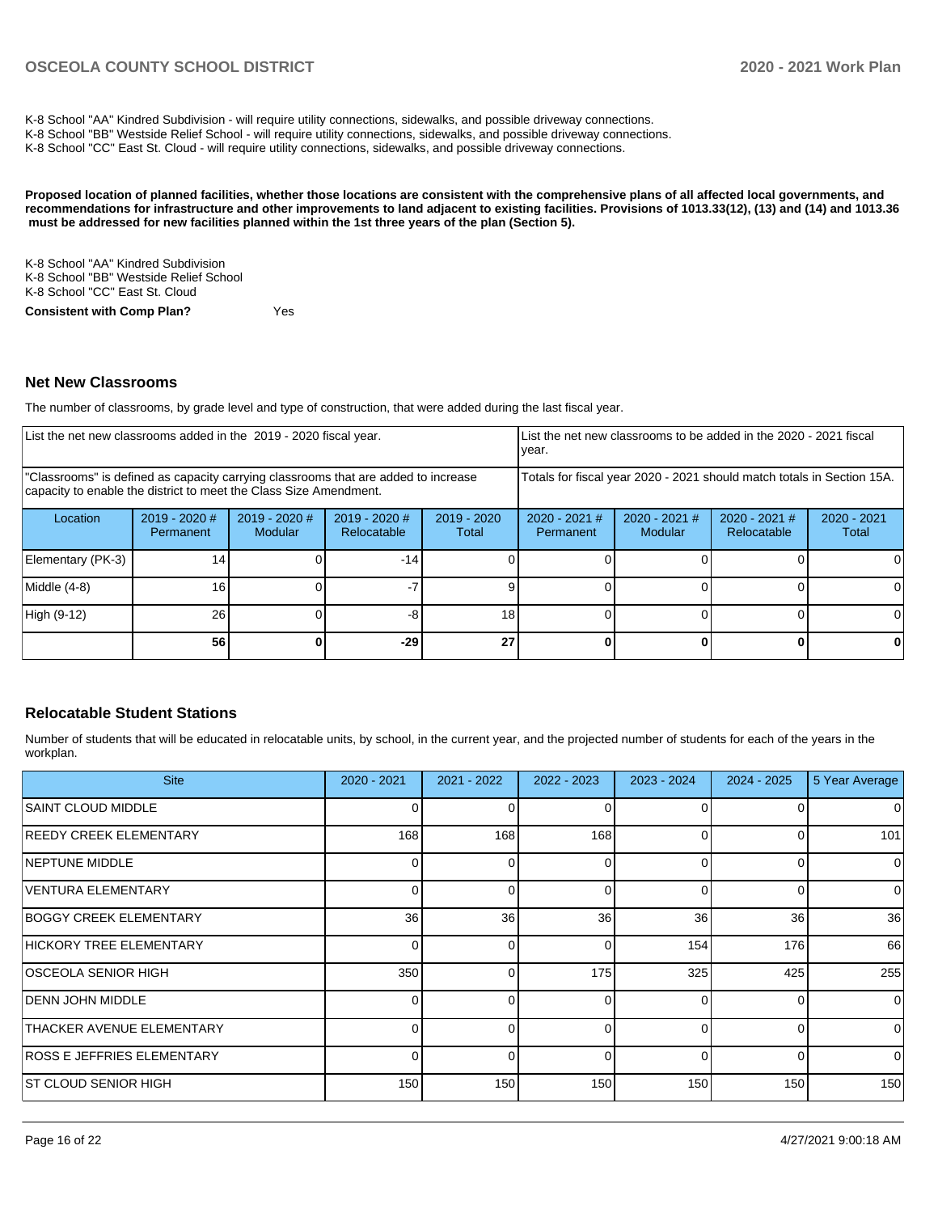K-8 School "AA" Kindred Subdivision - will require utility connections, sidewalks, and possible driveway connections.
K-8 School "BB" Westside Relief School - will require utility connections, sidewalks, and possible driveway connections.
K-8 School "CC" East St. Cloud - will require utility connections, sidewalks, and possible driveway connections.

**Proposed location of planned facilities, whether those locations are consistent with the comprehensive plans of all affected local governments, and recommendations for infrastructure and other improvements to land adjacent to existing facilities. Provisions of 1013.33(12), (13) and (14) and 1013.36 must be addressed for new facilities planned within the 1st three years of the plan (Section 5).**

K-8 School "AA" Kindred Subdivision
K-8 School "BB" Westside Relief School
K-8 School "CC" East St. Cloud

**Consistent with Comp Plan?** Yes

## Net New Classrooms

The number of classrooms, by grade level and type of construction, that were added during the last fiscal year.

| List the net new classrooms added in the 2019 - 2020 fiscal year. | | | | | List the net new classrooms to be added in the 2020 - 2021 fiscal year. | | | |
|---|---|---|---|---|---|---|---|---|
| "Classrooms" is defined as capacity carrying classrooms that are added to increase capacity to enable the district to meet the Class Size Amendment. | | | | | Totals for fiscal year 2020 - 2021 should match totals in Section 15A. | | | |
| Location | 2019 - 2020 # Permanent | 2019 - 2020 # Modular | 2019 - 2020 # Relocatable | 2019 - 2020 Total | 2020 - 2021 # Permanent | 2020 - 2021 # Modular | 2020 - 2021 # Relocatable | 2020 - 2021 Total |
| Elementary (PK-3) | 14 | 0 | -14 | 0 | 0 | 0 | 0 | 0 |
| Middle (4-8) | 16 | 0 | -7 | 9 | 0 | 0 | 0 | 0 |
| High (9-12) | 26 | 0 | -8 | 18 | 0 | 0 | 0 | 0 |
| | **56** | **0** | **-29** | **27** | **0** | **0** | **0** | **0** |

## Relocatable Student Stations

Number of students that will be educated in relocatable units, by school, in the current year, and the projected number of students for each of the years in the workplan.

| Site | 2020 - 2021 | 2021 - 2022 | 2022 - 2023 | 2023 - 2024 | 2024 - 2025 | 5 Year Average |
|---|---|---|---|---|---|---|
| SAINT CLOUD MIDDLE | 0 | 0 | 0 | 0 | 0 | 0 |
| REEDY CREEK ELEMENTARY | 168 | 168 | 168 | 0 | 0 | 101 |
| NEPTUNE MIDDLE | 0 | 0 | 0 | 0 | 0 | 0 |
| VENTURA ELEMENTARY | 0 | 0 | 0 | 0 | 0 | 0 |
| BOGGY CREEK ELEMENTARY | 36 | 36 | 36 | 36 | 36 | 36 |
| HICKORY TREE ELEMENTARY | 0 | 0 | 0 | 154 | 176 | 66 |
| OSCEOLA SENIOR HIGH | 350 | 0 | 175 | 325 | 425 | 255 |
| DENN JOHN MIDDLE | 0 | 0 | 0 | 0 | 0 | 0 |
| THACKER AVENUE ELEMENTARY | 0 | 0 | 0 | 0 | 0 | 0 |
| ROSS E JEFFRIES ELEMENTARY | 0 | 0 | 0 | 0 | 0 | 0 |
| ST CLOUD SENIOR HIGH | 150 | 150 | 150 | 150 | 150 | 150 |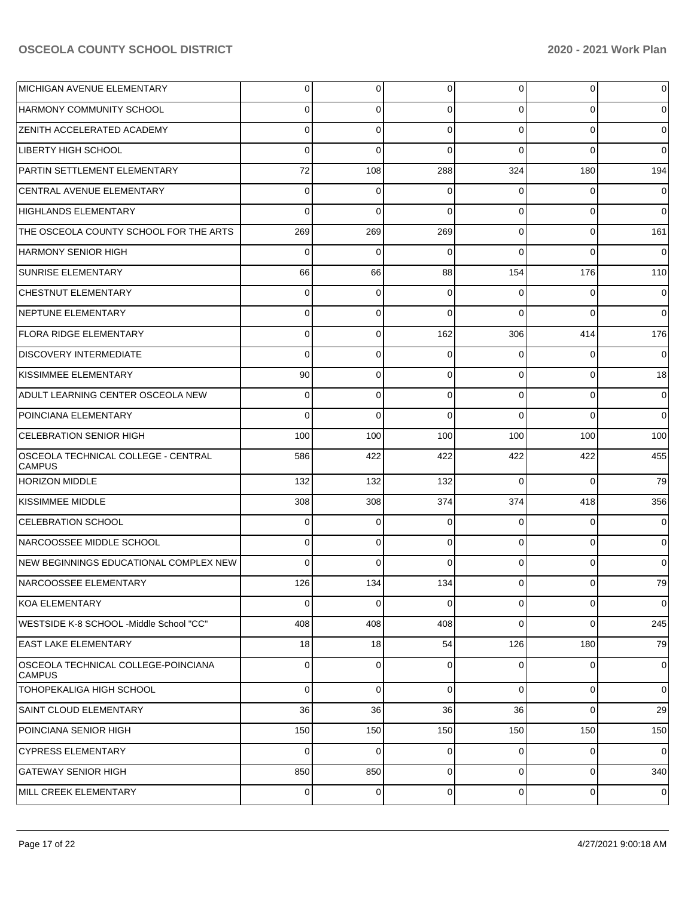| | | | | | | |
|---|---|---|---|---|---|---|
| MICHIGAN AVENUE ELEMENTARY | 0 | 0 | 0 | 0 | 0 | 0 |
| HARMONY COMMUNITY SCHOOL | 0 | 0 | 0 | 0 | 0 | 0 |
| ZENITH ACCELERATED ACADEMY | 0 | 0 | 0 | 0 | 0 | 0 |
| LIBERTY HIGH SCHOOL | 0 | 0 | 0 | 0 | 0 | 0 |
| PARTIN SETTLEMENT ELEMENTARY | 72 | 108 | 288 | 324 | 180 | 194 |
| CENTRAL AVENUE ELEMENTARY | 0 | 0 | 0 | 0 | 0 | 0 |
| HIGHLANDS ELEMENTARY | 0 | 0 | 0 | 0 | 0 | 0 |
| THE OSCEOLA COUNTY SCHOOL FOR THE ARTS | 269 | 269 | 269 | 0 | 0 | 161 |
| HARMONY SENIOR HIGH | 0 | 0 | 0 | 0 | 0 | 0 |
| SUNRISE ELEMENTARY | 66 | 66 | 88 | 154 | 176 | 110 |
| CHESTNUT ELEMENTARY | 0 | 0 | 0 | 0 | 0 | 0 |
| NEPTUNE ELEMENTARY | 0 | 0 | 0 | 0 | 0 | 0 |
| FLORA RIDGE ELEMENTARY | 0 | 0 | 162 | 306 | 414 | 176 |
| DISCOVERY INTERMEDIATE | 0 | 0 | 0 | 0 | 0 | 0 |
| KISSIMMEE ELEMENTARY | 90 | 0 | 0 | 0 | 0 | 18 |
| ADULT LEARNING CENTER OSCEOLA NEW | 0 | 0 | 0 | 0 | 0 | 0 |
| POINCIANA ELEMENTARY | 0 | 0 | 0 | 0 | 0 | 0 |
| CELEBRATION SENIOR HIGH | 100 | 100 | 100 | 100 | 100 | 100 |
| OSCEOLA TECHNICAL COLLEGE - CENTRAL CAMPUS | 586 | 422 | 422 | 422 | 422 | 455 |
| HORIZON MIDDLE | 132 | 132 | 132 | 0 | 0 | 79 |
| KISSIMMEE MIDDLE | 308 | 308 | 374 | 374 | 418 | 356 |
| CELEBRATION SCHOOL | 0 | 0 | 0 | 0 | 0 | 0 |
| NARCOOSSEE MIDDLE SCHOOL | 0 | 0 | 0 | 0 | 0 | 0 |
| NEW BEGINNINGS EDUCATIONAL COMPLEX NEW | 0 | 0 | 0 | 0 | 0 | 0 |
| NARCOOSSEE ELEMENTARY | 126 | 134 | 134 | 0 | 0 | 79 |
| KOA ELEMENTARY | 0 | 0 | 0 | 0 | 0 | 0 |
| WESTSIDE K-8 SCHOOL -Middle School "CC" | 408 | 408 | 408 | 0 | 0 | 245 |
| EAST LAKE ELEMENTARY | 18 | 18 | 54 | 126 | 180 | 79 |
| OSCEOLA TECHNICAL COLLEGE-POINCIANA CAMPUS | 0 | 0 | 0 | 0 | 0 | 0 |
| TOHOPEKALIGA HIGH SCHOOL | 0 | 0 | 0 | 0 | 0 | 0 |
| SAINT CLOUD ELEMENTARY | 36 | 36 | 36 | 36 | 0 | 29 |
| POINCIANA SENIOR HIGH | 150 | 150 | 150 | 150 | 150 | 150 |
| CYPRESS ELEMENTARY | 0 | 0 | 0 | 0 | 0 | 0 |
| GATEWAY SENIOR HIGH | 850 | 850 | 0 | 0 | 0 | 340 |
| MILL CREEK ELEMENTARY | 0 | 0 | 0 | 0 | 0 | 0 |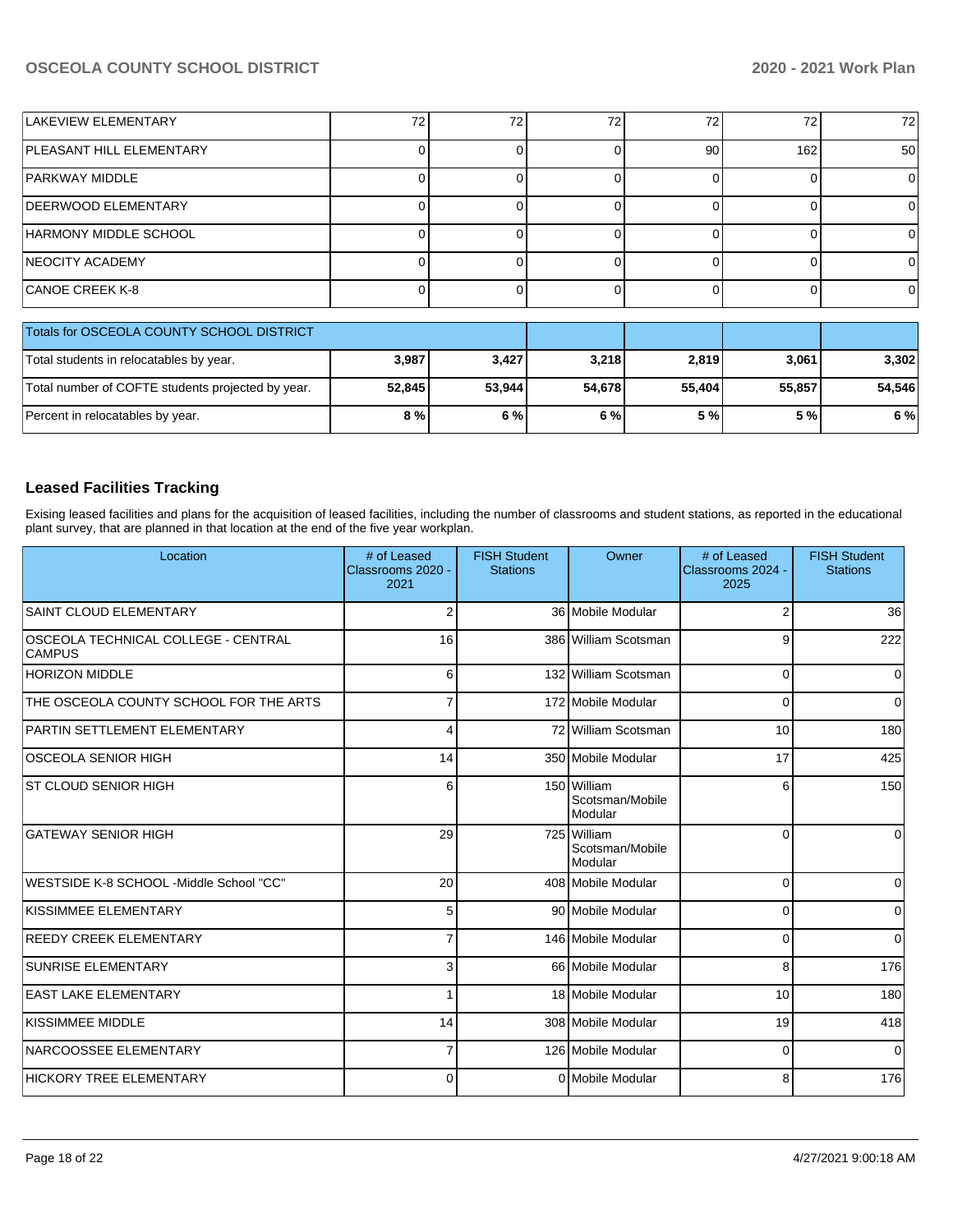| | | | | | | |
|---|---|---|---|---|---|---|
| LAKEVIEW ELEMENTARY | 72 | 72 | 72 | 72 | 72 | 72 |
| PLEASANT HILL ELEMENTARY | 0 | 0 | 0 | 90 | 162 | 50 |
| PARKWAY MIDDLE | 0 | 0 | 0 | 0 | 0 | 0 |
| DEERWOOD ELEMENTARY | 0 | 0 | 0 | 0 | 0 | 0 |
| HARMONY MIDDLE SCHOOL | 0 | 0 | 0 | 0 | 0 | 0 |
| NEOCITY ACADEMY | 0 | 0 | 0 | 0 | 0 | 0 |
| CANOE CREEK K-8 | 0 | 0 | 0 | 0 | 0 | 0 |

| Totals for OSCEOLA COUNTY SCHOOL DISTRICT | | | | | | |
|---|---|---|---|---|---|---|
| Total students in relocatables by year. | **3,987** | **3,427** | **3,218** | **2,819** | **3,061** | **3,302** |
| Total number of COFTE students projected by year. | **52,845** | **53,944** | **54,678** | **55,404** | **55,857** | **54,546** |
| Percent in relocatables by year. | **8 %** | **6 %** | **6 %** | **5 %** | **5 %** | **6 %** |

### Leased Facilities Tracking

Exising leased facilities and plans for the acquisition of leased facilities, including the number of classrooms and student stations, as reported in the educational plant survey, that are planned in that location at the end of the five year workplan.

| Location | # of Leased Classrooms 2020 - 2021 | FISH Student Stations | Owner | # of Leased Classrooms 2024 - 2025 | FISH Student Stations |
|---|---|---|---|---|---|
| SAINT CLOUD ELEMENTARY | 2 | 36 | Mobile Modular | 2 | 36 |
| OSCEOLA TECHNICAL COLLEGE - CENTRAL CAMPUS | 16 | 386 | William Scotsman | 9 | 222 |
| HORIZON MIDDLE | 6 | 132 | William Scotsman | 0 | 0 |
| THE OSCEOLA COUNTY SCHOOL FOR THE ARTS | 7 | 172 | Mobile Modular | 0 | 0 |
| PARTIN SETTLEMENT ELEMENTARY | 4 | 72 | William Scotsman | 10 | 180 |
| OSCEOLA SENIOR HIGH | 14 | 350 | Mobile Modular | 17 | 425 |
| ST CLOUD SENIOR HIGH | 6 | 150 | William Scotsman/Mobile Modular | 6 | 150 |
| GATEWAY SENIOR HIGH | 29 | 725 | William Scotsman/Mobile Modular | 0 | 0 |
| WESTSIDE K-8 SCHOOL -Middle School "CC" | 20 | 408 | Mobile Modular | 0 | 0 |
| KISSIMMEE ELEMENTARY | 5 | 90 | Mobile Modular | 0 | 0 |
| REEDY CREEK ELEMENTARY | 7 | 146 | Mobile Modular | 0 | 0 |
| SUNRISE ELEMENTARY | 3 | 66 | Mobile Modular | 8 | 176 |
| EAST LAKE ELEMENTARY | 1 | 18 | Mobile Modular | 10 | 180 |
| KISSIMMEE MIDDLE | 14 | 308 | Mobile Modular | 19 | 418 |
| NARCOOSSEE ELEMENTARY | 7 | 126 | Mobile Modular | 0 | 0 |
| HICKORY TREE ELEMENTARY | 0 | 0 | Mobile Modular | 8 | 176 |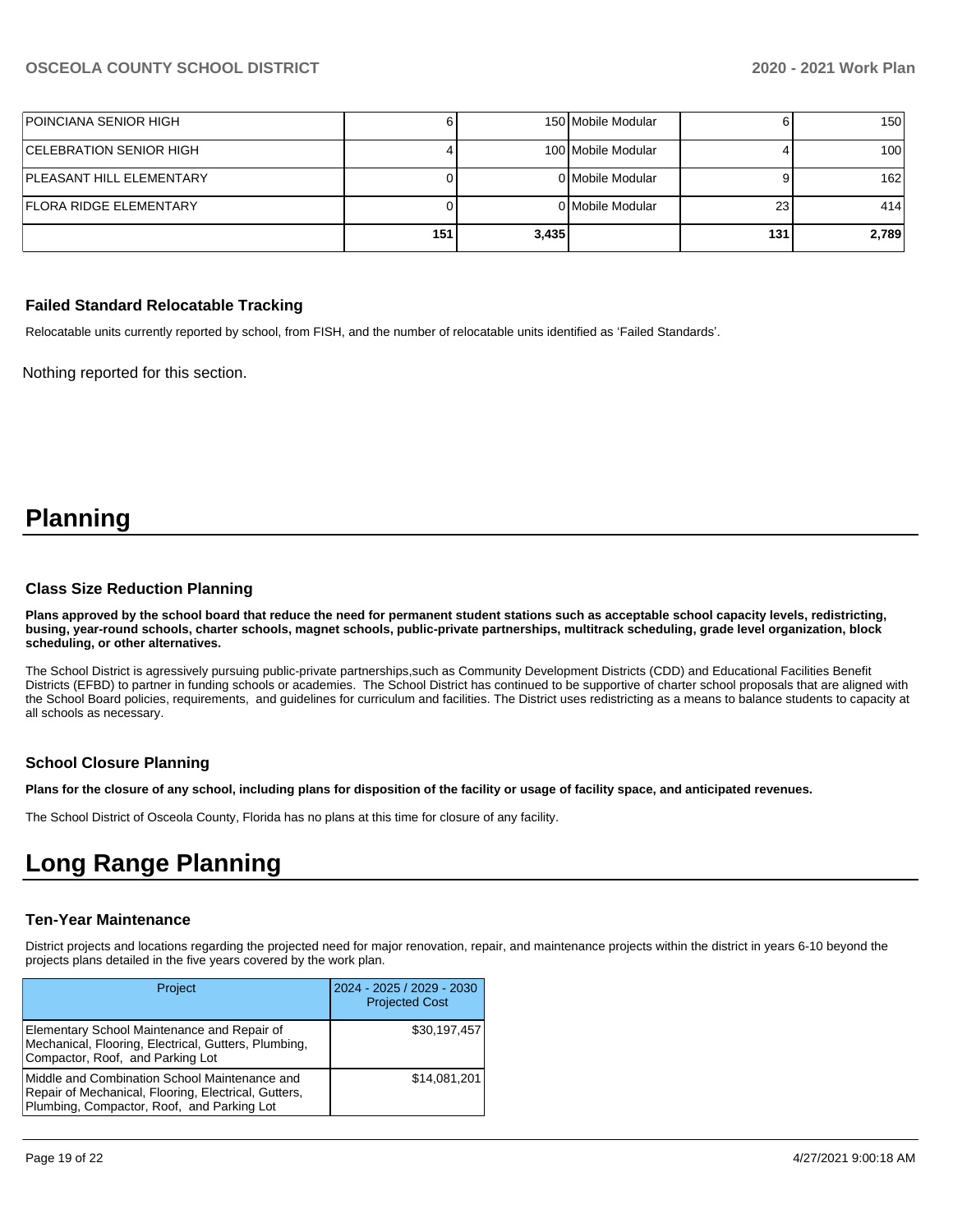| | | | | | |
|---|---|---|---|---|---|
| POINCIANA SENIOR HIGH | 6 | 150 | Mobile Modular | 6 | 150 |
| CELEBRATION SENIOR HIGH | 4 | 100 | Mobile Modular | 4 | 100 |
| PLEASANT HILL ELEMENTARY | 0 | 0 | Mobile Modular | 9 | 162 |
| FLORA RIDGE ELEMENTARY | 0 | 0 | Mobile Modular | 23 | 414 |
| | **151** | **3,435** | | **131** | **2,789** |

### Failed Standard Relocatable Tracking

Relocatable units currently reported by school, from FISH, and the number of relocatable units identified as 'Failed Standards'.

Nothing reported for this section.

# Planning

### Class Size Reduction Planning

**Plans approved by the school board that reduce the need for permanent student stations such as acceptable school capacity levels, redistricting, busing, year-round schools, charter schools, magnet schools, public-private partnerships, multitrack scheduling, grade level organization, block scheduling, or other alternatives.**

The School District is agressively pursuing public-private partnerships,such as Community Development Districts (CDD) and Educational Facilities Benefit Districts (EFBD) to partner in funding schools or academies. The School District has continued to be supportive of charter school proposals that are aligned with the School Board policies, requirements, and guidelines for curriculum and facilities. The District uses redistricting as a means to balance students to capacity at all schools as necessary.

### School Closure Planning

**Plans for the closure of any school, including plans for disposition of the facility or usage of facility space, and anticipated revenues.**

The School District of Osceola County, Florida has no plans at this time for closure of any facility.

# Long Range Planning

### Ten-Year Maintenance

District projects and locations regarding the projected need for major renovation, repair, and maintenance projects within the district in years 6-10 beyond the projects plans detailed in the five years covered by the work plan.

| Project | 2024 - 2025 / 2029 - 2030 Projected Cost |
|---|---|
| Elementary School Maintenance and Repair of Mechanical, Flooring, Electrical, Gutters, Plumbing, Compactor, Roof, and Parking Lot | $30,197,457 |
| Middle and Combination School Maintenance and Repair of Mechanical, Flooring, Electrical, Gutters, Plumbing, Compactor, Roof, and Parking Lot | $14,081,201 |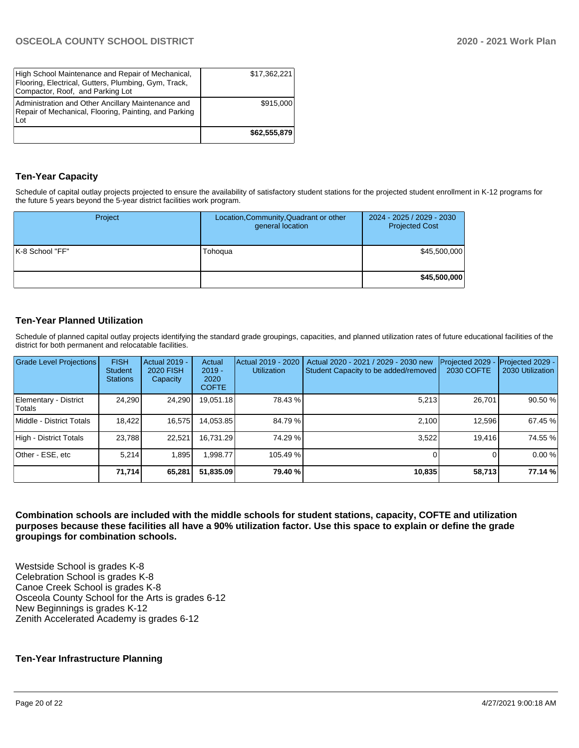| | |
|---|---|
| High School Maintenance and Repair of Mechanical, Flooring, Electrical, Gutters, Plumbing, Gym, Track, Compactor, Roof, and Parking Lot | $17,362,221 |
| Administration and Other Ancillary Maintenance and Repair of Mechanical, Flooring, Painting, and Parking Lot | $915,000 |
| | **$62,555,879** |

## Ten-Year Capacity

Schedule of capital outlay projects projected to ensure the availability of satisfactory student stations for the projected student enrollment in K-12 programs for the future 5 years beyond the 5-year district facilities work program.

| Project | Location,Community,Quadrant or other general location | 2024 - 2025 / 2029 - 2030 Projected Cost |
|---|---|---|
| K-8 School "FF" | Tohoqua | $45,500,000 |
| | | **$45,500,000** |

## Ten-Year Planned Utilization

Schedule of planned capital outlay projects identifying the standard grade groupings, capacities, and planned utilization rates of future educational facilities of the district for both permanent and relocatable facilities.

| Grade Level Projections | FISH Student Stations | Actual 2019 - 2020 FISH Capacity | Actual 2019 - 2020 COFTE | Actual 2019 - 2020 Utilization | Actual 2020 - 2021 / 2029 - 2030 new Student Capacity to be added/removed | Projected 2029 - 2030 COFTE | Projected 2029 - 2030 Utilization |
|---|---|---|---|---|---|---|---|
| Elementary - District Totals | 24,290 | 24,290 | 19,051.18 | 78.43 % | 5,213 | 26,701 | 90.50 % |
| Middle - District Totals | 18,422 | 16,575 | 14,053.85 | 84.79 % | 2,100 | 12,596 | 67.45 % |
| High - District Totals | 23,788 | 22,521 | 16,731.29 | 74.29 % | 3,522 | 19,416 | 74.55 % |
| Other - ESE, etc | 5,214 | 1,895 | 1,998.77 | 105.49 % | 0 | 0 | 0.00 % |
| | **71,714** | **65,281** | **51,835.09** | **79.40 %** | **10,835** | **58,713** | **77.14 %** |

**Combination schools are included with the middle schools for student stations, capacity, COFTE and utilization purposes because these facilities all have a 90% utilization factor. Use this space to explain or define the grade groupings for combination schools.**

Westside School is grades K-8
Celebration School is grades K-8
Canoe Creek School is grades K-8
Osceola County School for the Arts is grades 6-12
New Beginnings is grades K-12
Zenith Accelerated Academy is grades 6-12

## Ten-Year Infrastructure Planning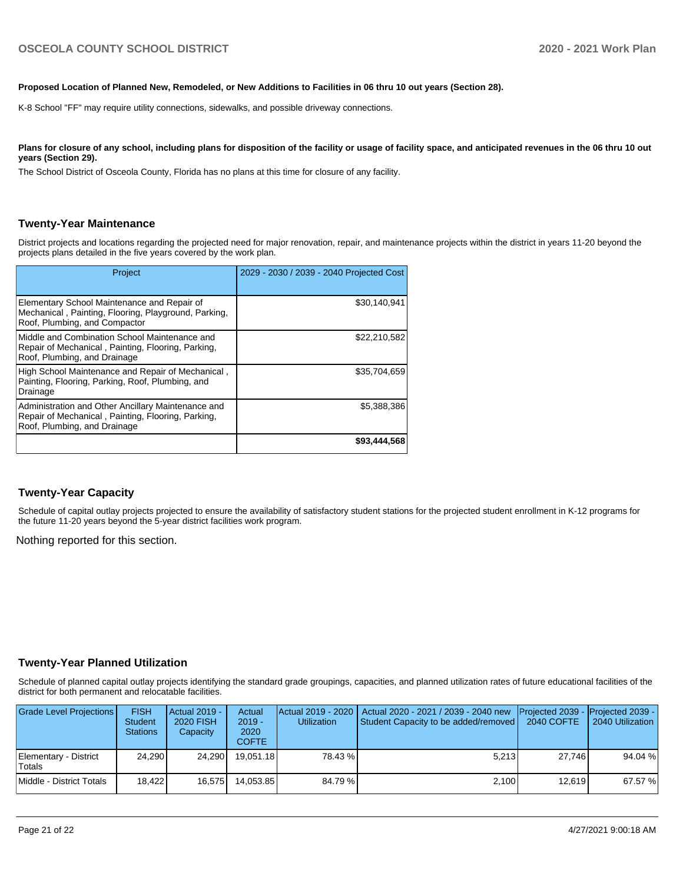**Proposed Location of Planned New, Remodeled, or New Additions to Facilities in 06 thru 10 out years (Section 28).**

K-8 School "FF" may require utility connections, sidewalks, and possible driveway connections.

**Plans for closure of any school, including plans for disposition of the facility or usage of facility space, and anticipated revenues in the 06 thru 10 out years (Section 29).**

The School District of Osceola County, Florida has no plans at this time for closure of any facility.

## Twenty-Year Maintenance

District projects and locations regarding the projected need for major renovation, repair, and maintenance projects within the district in years 11-20 beyond the projects plans detailed in the five years covered by the work plan.

| Project | 2029 - 2030 / 2039 - 2040 Projected Cost |
|---|---|
| Elementary School Maintenance and Repair of Mechanical , Painting, Flooring, Playground, Parking, Roof, Plumbing, and Compactor | $30,140,941 |
| Middle and Combination School Maintenance and Repair of Mechanical , Painting, Flooring, Parking, Roof, Plumbing, and Drainage | $22,210,582 |
| High School Maintenance and Repair of Mechanical , Painting, Flooring, Parking, Roof, Plumbing, and Drainage | $35,704,659 |
| Administration and Other Ancillary Maintenance and Repair of Mechanical , Painting, Flooring, Parking, Roof, Plumbing, and Drainage | $5,388,386 |
| | **$93,444,568** |

## Twenty-Year Capacity

Schedule of capital outlay projects projected to ensure the availability of satisfactory student stations for the projected student enrollment in K-12 programs for the future 11-20 years beyond the 5-year district facilities work program.

Nothing reported for this section.

## Twenty-Year Planned Utilization

Schedule of planned capital outlay projects identifying the standard grade groupings, capacities, and planned utilization rates of future educational facilities of the district for both permanent and relocatable facilities.

| Grade Level Projections | FISH Student Stations | Actual 2019 - 2020 FISH Capacity | Actual 2019 - 2020 COFTE | Actual 2019 - 2020 Utilization | Actual 2020 - 2021 / 2039 - 2040 new Student Capacity to be added/removed | Projected 2039 - 2040 COFTE | Projected 2039 - 2040 Utilization |
|---|---|---|---|---|---|---|---|
| Elementary - District Totals | 24,290 | 24,290 | 19,051.18 | 78.43 % | 5,213 | 27,746 | 94.04 % |
| Middle - District Totals | 18,422 | 16,575 | 14,053.85 | 84.79 % | 2,100 | 12,619 | 67.57 % |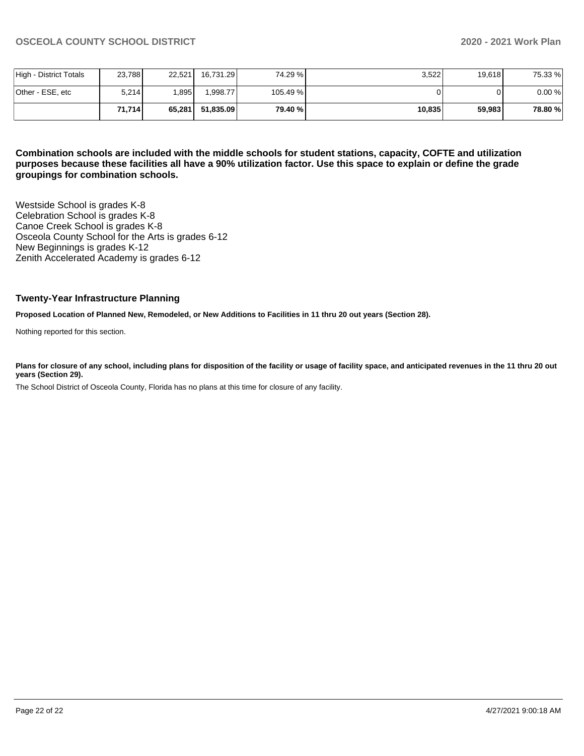| | | | | | | | |
|---|---|---|---|---|---|---|---|
| High - District Totals | 23,788 | 22,521 | 16,731.29 | 74.29 % | 3,522 | 19,618 | 75.33 % |
| Other - ESE, etc | 5,214 | 1,895 | 1,998.77 | 105.49 % | 0 | 0 | 0.00 % |
| | **71,714** | **65,281** | **51,835.09** | **79.40 %** | **10,835** | **59,983** | **78.80 %** |

**Combination schools are included with the middle schools for student stations, capacity, COFTE and utilization purposes because these facilities all have a 90% utilization factor. Use this space to explain or define the grade groupings for combination schools.**

Westside School is grades K-8
Celebration School is grades K-8
Canoe Creek School is grades K-8
Osceola County School for the Arts is grades 6-12
New Beginnings is grades K-12
Zenith Accelerated Academy is grades 6-12

### Twenty-Year Infrastructure Planning

**Proposed Location of Planned New, Remodeled, or New Additions to Facilities in 11 thru 20 out years (Section 28).**

Nothing reported for this section.

**Plans for closure of any school, including plans for disposition of the facility or usage of facility space, and anticipated revenues in the 11 thru 20 out years (Section 29).**

The School District of Osceola County, Florida has no plans at this time for closure of any facility.